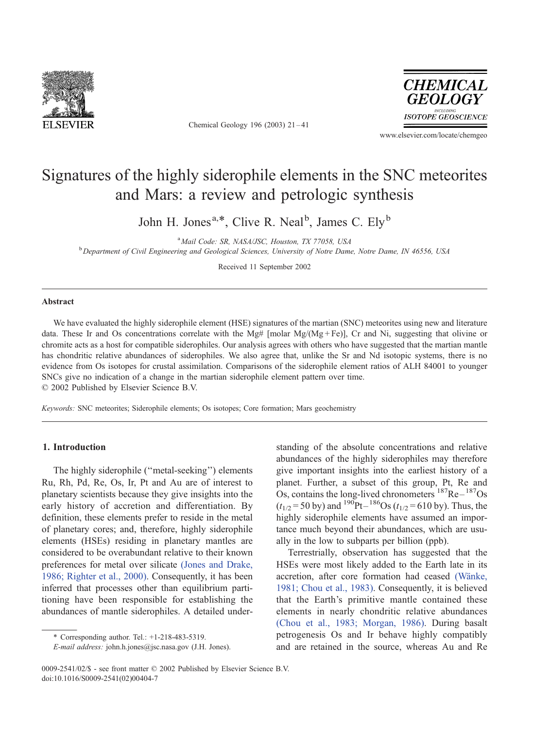# Signatures of the highly siderophile elements in the SNC meteorites and Mars: a review and petrologic synthesis

John H. Jones[a,*], Clive R. Neal[b], James C. Ely[b]

[a] *Mail Code: SR, NASA/JSC, Houston, TX 77058, USA*

[b] *Department of Civil Engineering and Geological Sciences, University of Notre Dame, Notre Dame, IN 46556, USA*

Received 11 September 2002

---

### Abstract

We have evaluated the highly siderophile element (HSE) signatures of the martian (SNC) meteorites using new and literature data. These Ir and Os concentrations correlate with the Mg# [molar Mg/(Mg + Fe)], Cr and Ni, suggesting that olivine or chromite acts as a host for compatible siderophiles. Our analysis agrees with others who have suggested that the martian mantle has chondritic relative abundances of siderophiles. We also agree that, unlike the Sr and Nd isotopic systems, there is no evidence from Os isotopes for crustal assimilation. Comparisons of the siderophile element ratios of ALH 84001 to younger SNCs give no indication of a change in the martian siderophile element pattern over time.

© 2002 Published by Elsevier Science B.V.

*Keywords:* SNC meteorites; Siderophile elements; Os isotopes; Core formation; Mars geochemistry

---

## 1. Introduction

The highly siderophile ("metal-seeking") elements Ru, Rh, Pd, Re, Os, Ir, Pt and Au are of interest to planetary scientists because they give insights into the early history of accretion and differentiation. By definition, these elements prefer to reside in the metal of planetary cores; and, therefore, highly siderophile elements (HSEs) residing in planetary mantles are considered to be overabundant relative to their known preferences for metal over silicate (Jones and Drake, 1986; Righter et al., 2000). Consequently, it has been inferred that processes other than equilibrium partitioning have been responsible for establishing the abundances of mantle siderophiles. A detailed understanding of the absolute concentrations and relative abundances of the highly siderophiles may therefore give important insights into the earliest history of a planet. Further, a subset of this group, Pt, Re and Os, contains the long-lived chronometers $^{187}Re-^{187}Os$ ($t_{1/2} = 50$ by) and $^{190}Pt-^{186}Os$ ($t_{1/2} = 610$ by). Thus, the highly siderophile elements have assumed an importance much beyond their abundances, which are usually in the low to subparts per billion (ppb).

Terrestrially, observation has suggested that the HSEs were most likely added to the Earth late in its accretion, after core formation had ceased (Wänke, 1981; Chou et al., 1983). Consequently, it is believed that the Earth's primitive mantle contained these elements in nearly chondritic relative abundances (Chou et al., 1983; Morgan, 1986). During basalt petrogenesis Os and Ir behave highly compatibly and are retained in the source, whereas Au and Re

---

\* Corresponding author. Tel.: +1-218-483-5319.

*E-mail address:* john.h.jones@jsc.nasa.gov (J.H. Jones).

0009-2541/02/$ - see front matter © 2002 Published by Elsevier Science B.V.
doi:10.1016/S0009-2541(02)00404-7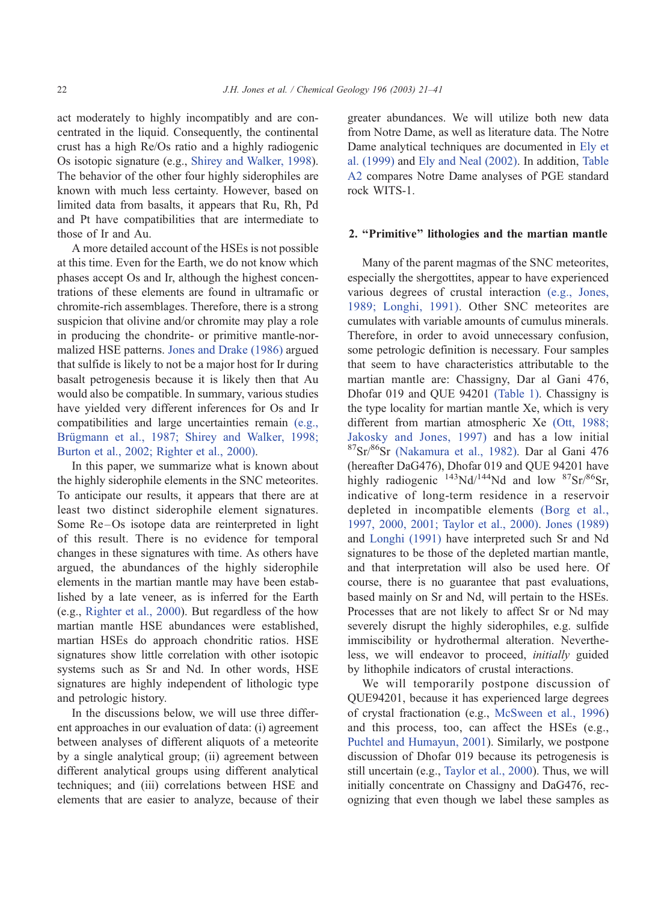act moderately to highly incompatibly and are concentrated in the liquid. Consequently, the continental crust has a high Re/Os ratio and a highly radiogenic Os isotopic signature (e.g., Shirey and Walker, 1998). The behavior of the other four highly siderophiles are known with much less certainty. However, based on limited data from basalts, it appears that Ru, Rh, Pd and Pt have compatibilities that are intermediate to those of Ir and Au.

A more detailed account of the HSEs is not possible at this time. Even for the Earth, we do not know which phases accept Os and Ir, although the highest concentrations of these elements are found in ultramafic or chromite-rich assemblages. Therefore, there is a strong suspicion that olivine and/or chromite may play a role in producing the chondrite- or primitive mantle-normalized HSE patterns. Jones and Drake (1986) argued that sulfide is likely to not be a major host for Ir during basalt petrogenesis because it is likely then that Au would also be compatible. In summary, various studies have yielded very different inferences for Os and Ir compatibilities and large uncertainties remain (e.g., Brügmann et al., 1987; Shirey and Walker, 1998; Burton et al., 2002; Righter et al., 2000).

In this paper, we summarize what is known about the highly siderophile elements in the SNC meteorites. To anticipate our results, it appears that there are at least two distinct siderophile element signatures. Some Re–Os isotope data are reinterpreted in light of this result. There is no evidence for temporal changes in these signatures with time. As others have argued, the abundances of the highly siderophile elements in the martian mantle may have been established by a late veneer, as is inferred for the Earth (e.g., Righter et al., 2000). But regardless of the how martian mantle HSE abundances were established, martian HSEs do approach chondritic ratios. HSE signatures show little correlation with other isotopic systems such as Sr and Nd. In other words, HSE signatures are highly independent of lithologic type and petrologic history.

In the discussions below, we will use three different approaches in our evaluation of data: (i) agreement between analyses of different aliquots of a meteorite by a single analytical group; (ii) agreement between different analytical groups using different analytical techniques; and (iii) correlations between HSE and elements that are easier to analyze, because of their greater abundances. We will utilize both new data from Notre Dame, as well as literature data. The Notre Dame analytical techniques are documented in Ely et al. (1999) and Ely and Neal (2002). In addition, Table A2 compares Notre Dame analyses of PGE standard rock WITS-1.

## 2. "Primitive" lithologies and the martian mantle

Many of the parent magmas of the SNC meteorites, especially the shergottites, appear to have experienced various degrees of crustal interaction (e.g., Jones, 1989; Longhi, 1991). Other SNC meteorites are cumulates with variable amounts of cumulus minerals. Therefore, in order to avoid unnecessary confusion, some petrologic definition is necessary. Four samples that seem to have characteristics attributable to the martian mantle are: Chassigny, Dar al Gani 476, Dhofar 019 and QUE 94201 (Table 1). Chassigny is the type locality for martian mantle Xe, which is very different from martian atmospheric Xe (Ott, 1988; Jakosky and Jones, 1997) and has a low initial $^{87}Sr/^{86}Sr$ (Nakamura et al., 1982). Dar al Gani 476 (hereafter DaG476), Dhofar 019 and QUE 94201 have highly radiogenic $^{143}Nd/^{144}Nd$ and low $^{87}Sr/^{86}Sr$, indicative of long-term residence in a reservoir depleted in incompatible elements (Borg et al., 1997, 2000, 2001; Taylor et al., 2000). Jones (1989) and Longhi (1991) have interpreted such Sr and Nd signatures to be those of the depleted martian mantle, and that interpretation will also be used here. Of course, there is no guarantee that past evaluations, based mainly on Sr and Nd, will pertain to the HSEs. Processes that are not likely to affect Sr or Nd may severely disrupt the highly siderophiles, e.g. sulfide immiscibility or hydrothermal alteration. Nevertheless, we will endeavor to proceed, *initially* guided by lithophile indicators of crustal interactions.

We will temporarily postpone discussion of QUE94201, because it has experienced large degrees of crystal fractionation (e.g., McSween et al., 1996) and this process, too, can affect the HSEs (e.g., Puchtel and Humayun, 2001). Similarly, we postpone discussion of Dhofar 019 because its petrogenesis is still uncertain (e.g., Taylor et al., 2000). Thus, we will initially concentrate on Chassigny and DaG476, recognizing that even though we label these samples as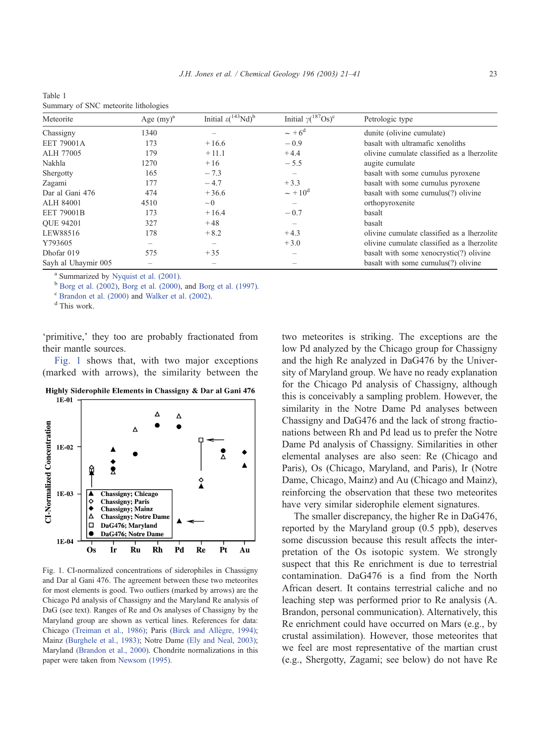Table 1
Summary of SNC meteorite lithologies

| Meteorite | Age (my)[a] | Initial $\varepsilon(^{143}Nd)$[b] | Initial $\gamma(^{187}Os)$[c] | Petrologic type |
|---|---|---|---|---|
| Chassigny | 1340 | – | ~ +6[d] | dunite (olivine cumulate) |
| EET 79001A | 173 | +16.6 | −0.9 | basalt with ultramafic xenoliths |
| ALH 77005 | 179 | +11.1 | +4.4 | olivine cumulate classified as a lherzolite |
| Nakhla | 1270 | +16 | −5.5 | augite cumulate |
| Shergotty | 165 | −7.3 | – | basalt with some cumulus pyroxene |
| Zagami | 177 | −4.7 | +3.3 | basalt with some cumulus pyroxene |
| Dar al Gani 476 | 474 | +36.6 | ~ +10[d] | basalt with some cumulus(?) olivine |
| ALH 84001 | 4510 | ~0 | – | orthopyroxenite |
| EET 79001B | 173 | +16.4 | −0.7 | basalt |
| QUE 94201 | 327 | +48 | – | basalt |
| LEW88516 | 178 | +8.2 | +4.3 | olivine cumulate classified as a lherzolite |
| Y793605 | – | – | +3.0 | olivine cumulate classified as a lherzolite |
| Dhofar 019 | 575 | +35 | – | basalt with some xenocrystic(?) olivine |
| Sayh al Uhaymir 005 | – | – | – | basalt with some cumulus(?) olivine |

[a] Summarized by Nyquist et al. (2001).
[b] Borg et al. (2002), Borg et al. (2000), and Borg et al. (1997).
[c] Brandon et al. (2000) and Walker et al. (2002).
[d] This work.

'primitive,' they too are probably fractionated from their mantle sources.

Fig. 1 shows that, with two major exceptions (marked with arrows), the similarity between the two meteorites is striking. The exceptions are the low Pd analyzed by the Chicago group for Chassigny and the high Re analyzed in DaG476 by the University of Maryland group. We have no ready explanation for the Chicago Pd analysis of Chassigny, although this is conceivably a sampling problem. However, the similarity in the Notre Dame Pd analyses between Chassigny and DaG476 and the lack of strong fractionations between Rh and Pd lead us to prefer the Notre Dame Pd analysis of Chassigny. Similarities in other elemental analyses are also seen: Re (Chicago and Paris), Os (Chicago, Maryland, and Paris), Ir (Notre Dame, Chicago, Mainz) and Au (Chicago and Mainz), reinforcing the observation that these two meteorites have very similar siderophile element signatures.

Fig. 1. CI-normalized concentrations of siderophiles in Chassigny and Dar al Gani 476. The agreement between these two meteorites for most elements is good. Two outliers (marked by arrows) are the Chicago Pd analysis of Chassigny and the Maryland Re analysis of DaG (see text). Ranges of Re and Os analyses of Chassigny by the Maryland group are shown as vertical lines. References for data: Chicago (Treiman et al., 1986); Paris (Birck and Allègre, 1994); Mainz (Burghele et al., 1983); Notre Dame (Ely and Neal, 2003); Maryland (Brandon et al., 2000). Chondrite normalizations in this paper were taken from Newsom (1995).

The smaller discrepancy, the higher Re in DaG476, reported by the Maryland group (0.5 ppb), deserves some discussion because this result affects the interpretation of the Os isotopic system. We strongly suspect that this Re enrichment is due to terrestrial contamination. DaG476 is a find from the North African desert. It contains terrestrial caliche and no leaching step was performed prior to Re analysis (A. Brandon, personal communication). Alternatively, this Re enrichment could have occurred on Mars (e.g., by crustal assimilation). However, those meteorites that we feel are most representative of the martian crust (e.g., Shergotty, Zagami; see below) do not have Re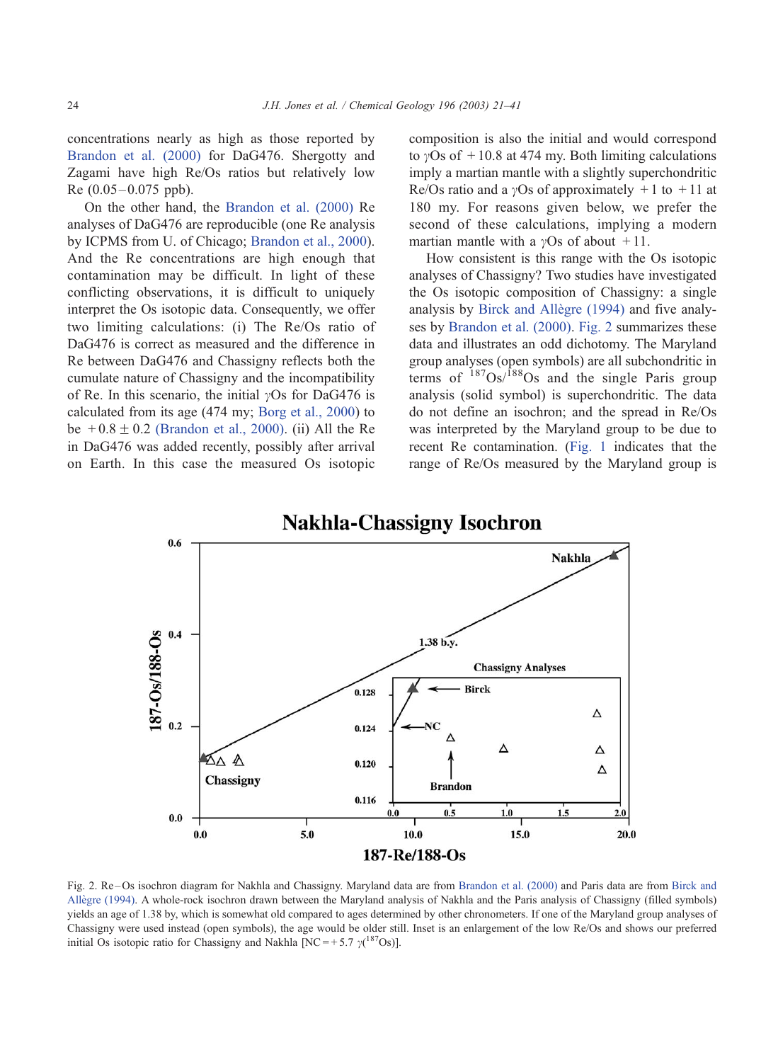concentrations nearly as high as those reported by Brandon et al. (2000) for DaG476. Shergotty and Zagami have high Re/Os ratios but relatively low Re (0.05–0.075 ppb).

On the other hand, the Brandon et al. (2000) Re analyses of DaG476 are reproducible (one Re analysis by ICPMS from U. of Chicago; Brandon et al., 2000). And the Re concentrations are high enough that contamination may be difficult. In light of these conflicting observations, it is difficult to uniquely interpret the Os isotopic data. Consequently, we offer two limiting calculations: (i) The Re/Os ratio of DaG476 is correct as measured and the difference in Re between DaG476 and Chassigny reflects both the cumulate nature of Chassigny and the incompatibility of Re. In this scenario, the initial $\gamma$Os for DaG476 is calculated from its age (474 my; Borg et al., 2000) to be $+0.8 \pm 0.2$ (Brandon et al., 2000). (ii) All the Re in DaG476 was added recently, possibly after arrival on Earth. In this case the measured Os isotopic composition is also the initial and would correspond to $\gamma$Os of $+10.8$ at 474 my. Both limiting calculations imply a martian mantle with a slightly superchondritic Re/Os ratio and a $\gamma$Os of approximately $+1$ to $+11$ at 180 my. For reasons given below, we prefer the second of these calculations, implying a modern martian mantle with a $\gamma$Os of about $+11$.

How consistent is this range with the Os isotopic analyses of Chassigny? Two studies have investigated the Os isotopic composition of Chassigny: a single analysis by Birck and Allègre (1994) and five analyses by Brandon et al. (2000). Fig. 2 summarizes these data and illustrates an odd dichotomy. The Maryland group analyses (open symbols) are all subchondritic in terms of $^{187}Os/^{188}Os$ and the single Paris group analysis (solid symbol) is superchondritic. The data do not define an isochron; and the spread in Re/Os was interpreted by the Maryland group to be due to recent Re contamination. (Fig. 1 indicates that the range of Re/Os measured by the Maryland group is

Fig. 2. Re–Os isochron diagram for Nakhla and Chassigny. Maryland data are from Brandon et al. (2000) and Paris data are from Birck and Allègre (1994). A whole-rock isochron drawn between the Maryland analysis of Nakhla and the Paris analysis of Chassigny (filled symbols) yields an age of 1.38 by, which is somewhat old compared to ages determined by other chronometers. If one of the Maryland group analyses of Chassigny were used instead (open symbols), the age would be older still. Inset is an enlargement of the low Re/Os and shows our preferred initial Os isotopic ratio for Chassigny and Nakhla [NC = +5.7 $\gamma(^{187}Os)$].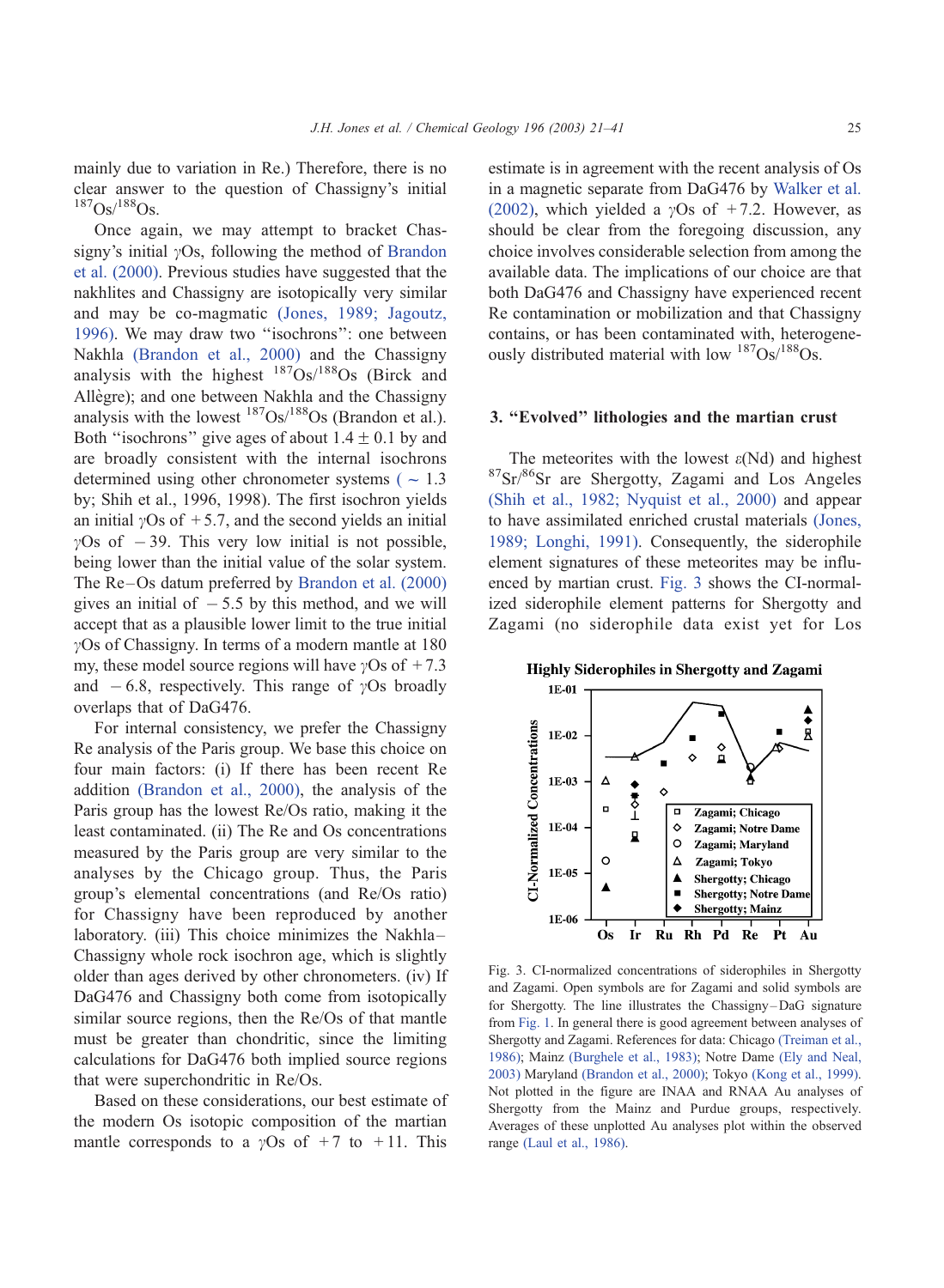mainly due to variation in Re.) Therefore, there is no clear answer to the question of Chassigny's initial $^{187}Os/^{188}Os$.

Once again, we may attempt to bracket Chassigny's initial $\gamma$Os, following the method of Brandon et al. (2000). Previous studies have suggested that the nakhlites and Chassigny are isotopically very similar and may be co-magmatic (Jones, 1989; Jagoutz, 1996). We may draw two "isochrons": one between Nakhla (Brandon et al., 2000) and the Chassigny analysis with the highest $^{187}Os/^{188}Os$ (Birck and Allègre); and one between Nakhla and the Chassigny analysis with the lowest $^{187}Os/^{188}Os$ (Brandon et al.). Both "isochrons" give ages of about $1.4 \pm 0.1$ by and are broadly consistent with the internal isochrons determined using other chronometer systems ($\sim$ 1.3 by; Shih et al., 1996, 1998). The first isochron yields an initial $\gamma$Os of +5.7, and the second yields an initial $\gamma$Os of $-39$. This very low initial is not possible, being lower than the initial value of the solar system. The Re–Os datum preferred by Brandon et al. (2000) gives an initial of $-5.5$ by this method, and we will accept that as a plausible lower limit to the true initial $\gamma$Os of Chassigny. In terms of a modern mantle at 180 my, these model source regions will have $\gamma$Os of +7.3 and $-6.8$, respectively. This range of $\gamma$Os broadly overlaps that of DaG476.

For internal consistency, we prefer the Chassigny Re analysis of the Paris group. We base this choice on four main factors: (i) If there has been recent Re addition (Brandon et al., 2000), the analysis of the Paris group has the lowest Re/Os ratio, making it the least contaminated. (ii) The Re and Os concentrations measured by the Paris group are very similar to the analyses by the Chicago group. Thus, the Paris group's elemental concentrations (and Re/Os ratio) for Chassigny have been reproduced by another laboratory. (iii) This choice minimizes the Nakhla–Chassigny whole rock isochron age, which is slightly older than ages derived by other chronometers. (iv) If DaG476 and Chassigny both come from isotopically similar source regions, then the Re/Os of that mantle must be greater than chondritic, since the limiting calculations for DaG476 both implied source regions that were superchondritic in Re/Os.

Based on these considerations, our best estimate of the modern Os isotopic composition of the martian mantle corresponds to a $\gamma$Os of +7 to +11. This estimate is in agreement with the recent analysis of Os in a magnetic separate from DaG476 by Walker et al. (2002), which yielded a $\gamma$Os of +7.2. However, as should be clear from the foregoing discussion, any choice involves considerable selection from among the available data. The implications of our choice are that both DaG476 and Chassigny have experienced recent Re contamination or mobilization and that Chassigny contains, or has been contaminated with, heterogeneously distributed material with low $^{187}Os/^{188}Os$.

## 3. "Evolved" lithologies and the martian crust

The meteorites with the lowest $\varepsilon$(Nd) and highest $^{87}Sr/^{86}Sr$ are Shergotty, Zagami and Los Angeles (Shih et al., 1982; Nyquist et al., 2000) and appear to have assimilated enriched crustal materials (Jones, 1989; Longhi, 1991). Consequently, the siderophile element signatures of these meteorites may be influenced by martian crust. Fig. 3 shows the CI-normalized siderophile element patterns for Shergotty and Zagami (no siderophile data exist yet for Los

Fig. 3. CI-normalized concentrations of siderophiles in Shergotty and Zagami. Open symbols are for Zagami and solid symbols are for Shergotty. The line illustrates the Chassigny–DaG signature from Fig. 1. In general there is good agreement between analyses of Shergotty and Zagami. References for data: Chicago (Treiman et al., 1986); Mainz (Burghele et al., 1983); Notre Dame (Ely and Neal, 2003) Maryland (Brandon et al., 2000); Tokyo (Kong et al., 1999). Not plotted in the figure are INAA and RNAA Au analyses of Shergotty from the Mainz and Purdue groups, respectively. Averages of these unplotted Au analyses plot within the observed range (Laul et al., 1986).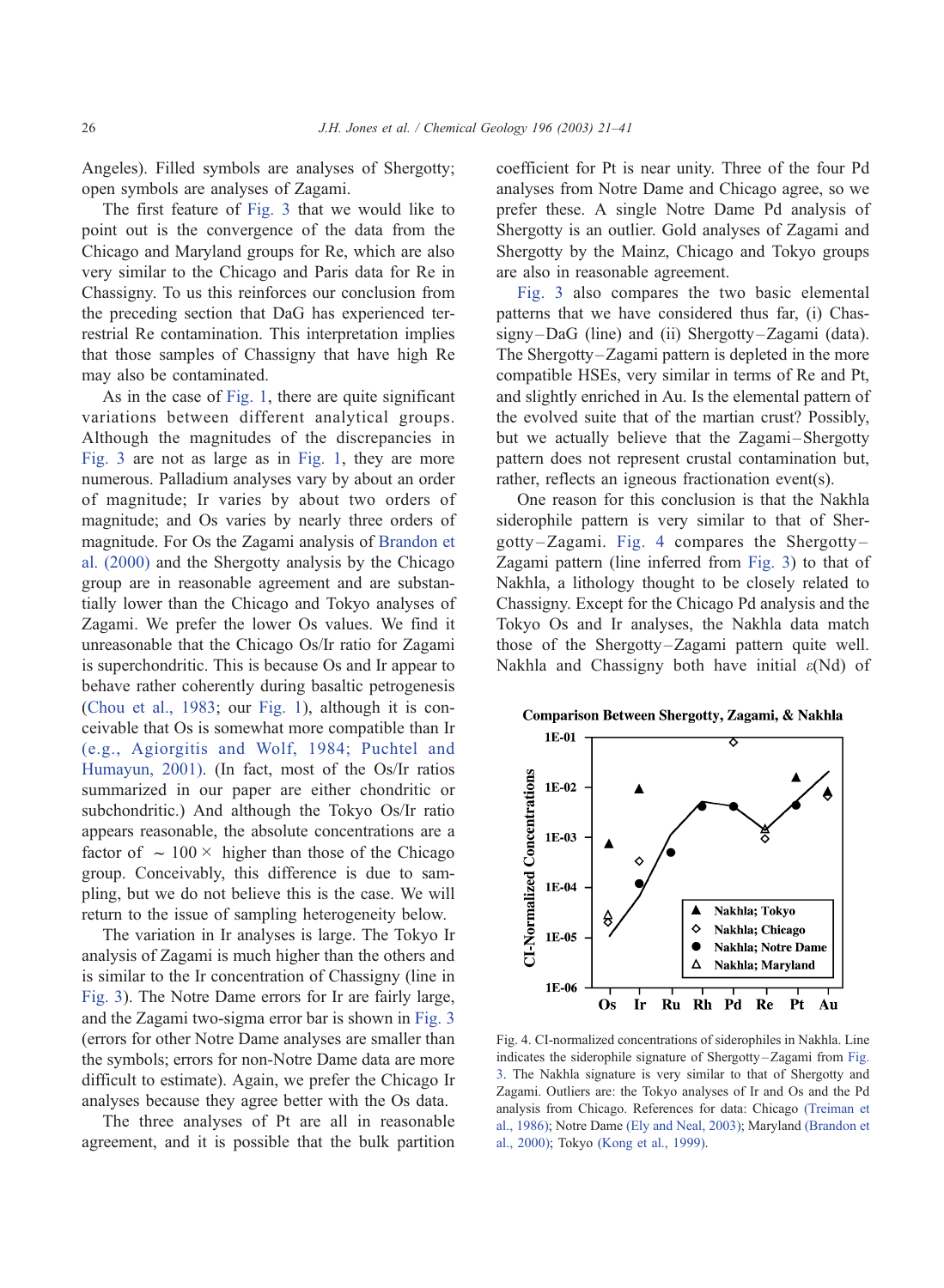Angeles). Filled symbols are analyses of Shergotty; open symbols are analyses of Zagami.

The first feature of Fig. 3 that we would like to point out is the convergence of the data from the Chicago and Maryland groups for Re, which are also very similar to the Chicago and Paris data for Re in Chassigny. To us this reinforces our conclusion from the preceding section that DaG has experienced terrestrial Re contamination. This interpretation implies that those samples of Chassigny that have high Re may also be contaminated.

As in the case of Fig. 1, there are quite significant variations between different analytical groups. Although the magnitudes of the discrepancies in Fig. 3 are not as large as in Fig. 1, they are more numerous. Palladium analyses vary by about an order of magnitude; Ir varies by about two orders of magnitude; and Os varies by nearly three orders of magnitude. For Os the Zagami analysis of Brandon et al. (2000) and the Shergotty analysis by the Chicago group are in reasonable agreement and are substantially lower than the Chicago and Tokyo analyses of Zagami. We prefer the lower Os values. We find it unreasonable that the Chicago Os/Ir ratio for Zagami is superchondritic. This is because Os and Ir appear to behave rather coherently during basaltic petrogenesis (Chou et al., 1983; our Fig. 1), although it is conceivable that Os is somewhat more compatible than Ir (e.g., Agiorgitis and Wolf, 1984; Puchtel and Humayun, 2001). (In fact, most of the Os/Ir ratios summarized in our paper are either chondritic or subchondritic.) And although the Tokyo Os/Ir ratio appears reasonable, the absolute concentrations are a factor of $\sim 100\times$ higher than those of the Chicago group. Conceivably, this difference is due to sampling, but we do not believe this is the case. We will return to the issue of sampling heterogeneity below.

The variation in Ir analyses is large. The Tokyo Ir analysis of Zagami is much higher than the others and is similar to the Ir concentration of Chassigny (line in Fig. 3). The Notre Dame errors for Ir are fairly large, and the Zagami two-sigma error bar is shown in Fig. 3 (errors for other Notre Dame analyses are smaller than the symbols; errors for non-Notre Dame data are more difficult to estimate). Again, we prefer the Chicago Ir analyses because they agree better with the Os data.

The three analyses of Pt are all in reasonable agreement, and it is possible that the bulk partition coefficient for Pt is near unity. Three of the four Pd analyses from Notre Dame and Chicago agree, so we prefer these. A single Notre Dame Pd analysis of Shergotty is an outlier. Gold analyses of Zagami and Shergotty by the Mainz, Chicago and Tokyo groups are also in reasonable agreement.

Fig. 3 also compares the two basic elemental patterns that we have considered thus far, (i) Chassigny–DaG (line) and (ii) Shergotty–Zagami (data). The Shergotty–Zagami pattern is depleted in the more compatible HSEs, very similar in terms of Re and Pt, and slightly enriched in Au. Is the elemental pattern of the evolved suite that of the martian crust? Possibly, but we actually believe that the Zagami–Shergotty pattern does not represent crustal contamination but, rather, reflects an igneous fractionation event(s).

One reason for this conclusion is that the Nakhla siderophile pattern is very similar to that of Shergotty–Zagami. Fig. 4 compares the Shergotty–Zagami pattern (line inferred from Fig. 3) to that of Nakhla, a lithology thought to be closely related to Chassigny. Except for the Chicago Pd analysis and the Tokyo Os and Ir analyses, the Nakhla data match those of the Shergotty–Zagami pattern quite well. Nakhla and Chassigny both have initial $\varepsilon$(Nd) of

Fig. 4. CI-normalized concentrations of siderophiles in Nakhla. Line indicates the siderophile signature of Shergotty–Zagami from Fig. 3. The Nakhla signature is very similar to that of Shergotty and Zagami. Outliers are: the Tokyo analyses of Ir and Os and the Pd analysis from Chicago. References for data: Chicago (Treiman et al., 1986); Notre Dame (Ely and Neal, 2003); Maryland (Brandon et al., 2000); Tokyo (Kong et al., 1999).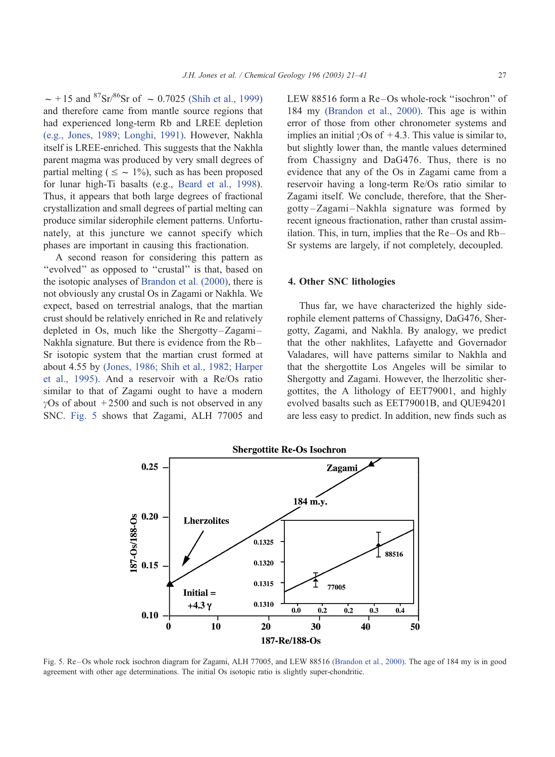~ +15 and $^{87}Sr/^{86}Sr$ of ~ 0.7025 (Shih et al., 1999) and therefore came from mantle source regions that had experienced long-term Rb and LREE depletion (e.g., Jones, 1989; Longhi, 1991). However, Nakhla itself is LREE-enriched. This suggests that the Nakhla parent magma was produced by very small degrees of partial melting ( ≤ ~ 1%), such as has been proposed for lunar high-Ti basalts (e.g., Beard et al., 1998). Thus, it appears that both large degrees of fractional crystallization and small degrees of partial melting can produce similar siderophile element patterns. Unfortunately, at this juncture we cannot specify which phases are important in causing this fractionation.

A second reason for considering this pattern as "evolved" as opposed to "crustal" is that, based on the isotopic analyses of Brandon et al. (2000), there is not obviously any crustal Os in Zagami or Nakhla. We expect, based on terrestrial analogs, that the martian crust should be relatively enriched in Re and relatively depleted in Os, much like the Shergotty–Zagami–Nakhla signature. But there is evidence from the Rb–Sr isotopic system that the martian crust formed at about 4.55 by (Jones, 1986; Shih et al., 1982; Harper et al., 1995). And a reservoir with a Re/Os ratio similar to that of Zagami ought to have a modern γOs of about +2500 and such is not observed in any SNC. Fig. 5 shows that Zagami, ALH 77005 and LEW 88516 form a Re–Os whole-rock "isochron" of 184 my (Brandon et al., 2000). This age is within error of those from other chronometer systems and implies an initial γOs of +4.3. This value is similar to, but slightly lower than, the mantle values determined from Chassigny and DaG476. Thus, there is no evidence that any of the Os in Zagami came from a reservoir having a long-term Re/Os ratio similar to Zagami itself. We conclude, therefore, that the Shergotty–Zagami–Nakhla signature was formed by recent igneous fractionation, rather than crustal assimilation. This, in turn, implies that the Re–Os and Rb–Sr systems are largely, if not completely, decoupled.

## 4. Other SNC lithologies

Thus far, we have characterized the highly siderophile element patterns of Chassigny, DaG476, Shergotty, Zagami, and Nakhla. By analogy, we predict that the other nakhlites, Lafayette and Governador Valadares, will have patterns similar to Nakhla and that the shergottite Los Angeles will be similar to Shergotty and Zagami. However, the lherzolitic shergottites, the A lithology of EET79001, and highly evolved basalts such as EET79001B, and QUE94201 are less easy to predict. In addition, new finds such as

Fig. 5. Re–Os whole rock isochron diagram for Zagami, ALH 77005, and LEW 88516 (Brandon et al., 2000). The age of 184 my is in good agreement with other age determinations. The initial Os isotopic ratio is slightly super-chondritic.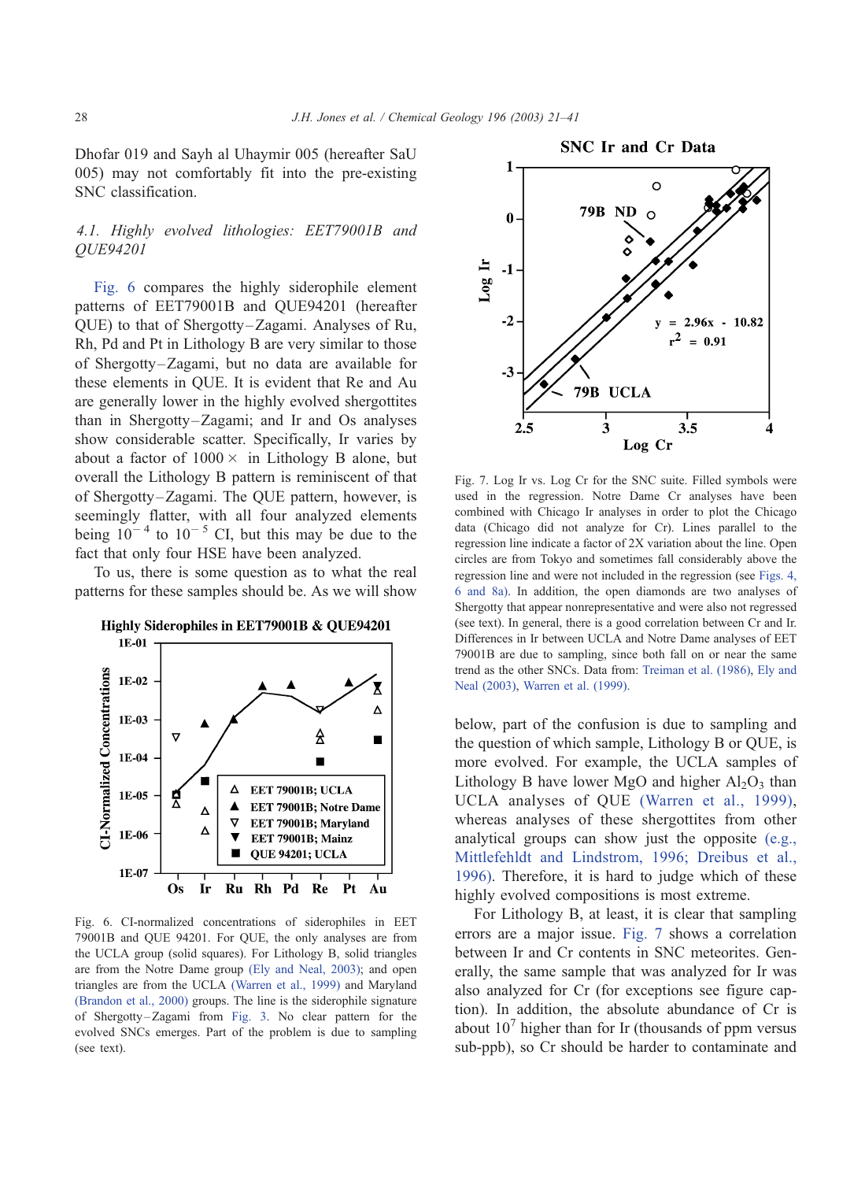Dhofar 019 and Sayh al Uhaymir 005 (hereafter SaU 005) may not comfortably fit into the pre-existing SNC classification.

### 4.1. Highly evolved lithologies: EET79001B and QUE94201

Fig. 6 compares the highly siderophile element patterns of EET79001B and QUE94201 (hereafter QUE) to that of Shergotty–Zagami. Analyses of Ru, Rh, Pd and Pt in Lithology B are very similar to those of Shergotty–Zagami, but no data are available for these elements in QUE. It is evident that Re and Au are generally lower in the highly evolved shergottites than in Shergotty–Zagami; and Ir and Os analyses show considerable scatter. Specifically, Ir varies by about a factor of 1000× in Lithology B alone, but overall the Lithology B pattern is reminiscent of that of Shergotty–Zagami. The QUE pattern, however, is seemingly flatter, with all four analyzed elements being $10^{-4}$ to $10^{-5}$ CI, but this may be due to the fact that only four HSE have been analyzed.

To us, there is some question as to what the real patterns for these samples should be. As we will show below, part of the confusion is due to sampling and the question of which sample, Lithology B or QUE, is more evolved. For example, the UCLA samples of Lithology B have lower MgO and higher $Al_2O_3$ than UCLA analyses of QUE (Warren et al., 1999), whereas analyses of these shergottites from other analytical groups can show just the opposite (e.g., Mittlefehldt and Lindstrom, 1996; Dreibus et al., 1996). Therefore, it is hard to judge which of these highly evolved compositions is most extreme.

Fig. 6. CI-normalized concentrations of siderophiles in EET 79001B and QUE 94201. For QUE, the only analyses are from the UCLA group (solid squares). For Lithology B, solid triangles are from the Notre Dame group (Ely and Neal, 2003); and open triangles are from the UCLA (Warren et al., 1999) and Maryland (Brandon et al., 2000) groups. The line is the siderophile signature of Shergotty–Zagami from Fig. 3. No clear pattern for the evolved SNCs emerges. Part of the problem is due to sampling (see text).

Fig. 7. Log Ir vs. Log Cr for the SNC suite. Filled symbols were used in the regression. Notre Dame Cr analyses have been combined with Chicago Ir analyses in order to plot the Chicago data (Chicago did not analyze for Cr). Lines parallel to the regression line indicate a factor of 2X variation about the line. Open circles are from Tokyo and sometimes fall considerably above the regression line and were not included in the regression (see Figs. 4, 6 and 8a). In addition, the open diamonds are two analyses of Shergotty that appear nonrepresentative and were also not regressed (see text). In general, there is a good correlation between Cr and Ir. Differences in Ir between UCLA and Notre Dame analyses of EET 79001B are due to sampling, since both fall on or near the same trend as the other SNCs. Data from: Treiman et al. (1986), Ely and Neal (2003), Warren et al. (1999).

For Lithology B, at least, it is clear that sampling errors are a major issue. Fig. 7 shows a correlation between Ir and Cr contents in SNC meteorites. Generally, the same sample that was analyzed for Ir was also analyzed for Cr (for exceptions see figure caption). In addition, the absolute abundance of Cr is about $10^7$ higher than for Ir (thousands of ppm versus sub-ppb), so Cr should be harder to contaminate and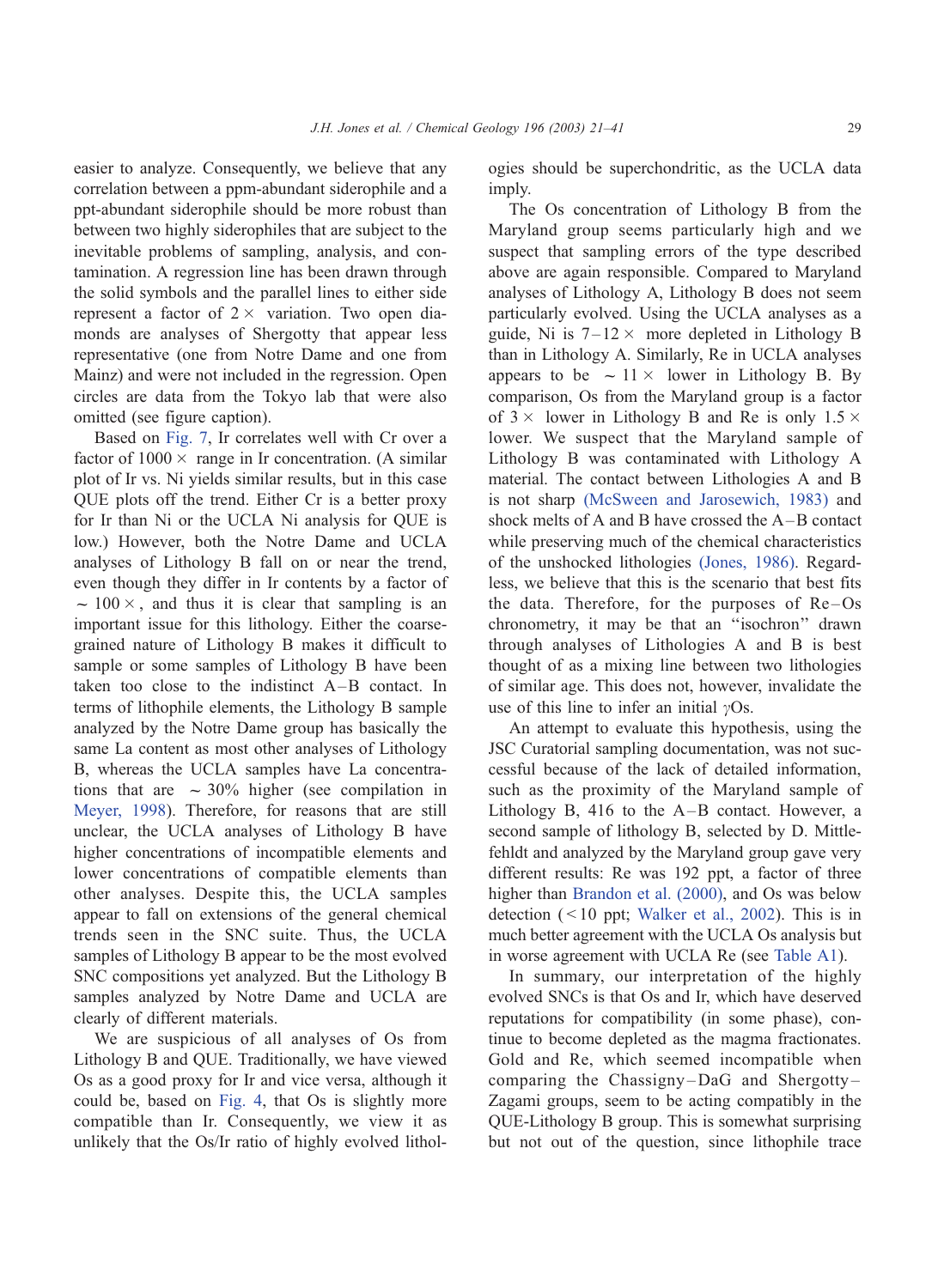easier to analyze. Consequently, we believe that any correlation between a ppm-abundant siderophile and a ppt-abundant siderophile should be more robust than between two highly siderophiles that are subject to the inevitable problems of sampling, analysis, and contamination. A regression line has been drawn through the solid symbols and the parallel lines to either side represent a factor of 2 × variation. Two open diamonds are analyses of Shergotty that appear less representative (one from Notre Dame and one from Mainz) and were not included in the regression. Open circles are data from the Tokyo lab that were also omitted (see figure caption).

Based on Fig. 7, Ir correlates well with Cr over a factor of 1000 × range in Ir concentration. (A similar plot of Ir vs. Ni yields similar results, but in this case QUE plots off the trend. Either Cr is a better proxy for Ir than Ni or the UCLA Ni analysis for QUE is low.) However, both the Notre Dame and UCLA analyses of Lithology B fall on or near the trend, even though they differ in Ir contents by a factor of ∼ 100 ×, and thus it is clear that sampling is an important issue for this lithology. Either the coarse-grained nature of Lithology B makes it difficult to sample or some samples of Lithology B have been taken too close to the indistinct A–B contact. In terms of lithophile elements, the Lithology B sample analyzed by the Notre Dame group has basically the same La content as most other analyses of Lithology B, whereas the UCLA samples have La concentrations that are ∼ 30% higher (see compilation in Meyer, 1998). Therefore, for reasons that are still unclear, the UCLA analyses of Lithology B have higher concentrations of incompatible elements and lower concentrations of compatible elements than other analyses. Despite this, the UCLA samples appear to fall on extensions of the general chemical trends seen in the SNC suite. Thus, the UCLA samples of Lithology B appear to be the most evolved SNC compositions yet analyzed. But the Lithology B samples analyzed by Notre Dame and UCLA are clearly of different materials.

We are suspicious of all analyses of Os from Lithology B and QUE. Traditionally, we have viewed Os as a good proxy for Ir and vice versa, although it could be, based on Fig. 4, that Os is slightly more compatible than Ir. Consequently, we view it as unlikely that the Os/Ir ratio of highly evolved lithologies should be superchondritic, as the UCLA data imply.

The Os concentration of Lithology B from the Maryland group seems particularly high and we suspect that sampling errors of the type described above are again responsible. Compared to Maryland analyses of Lithology A, Lithology B does not seem particularly evolved. Using the UCLA analyses as a guide, Ni is 7–12 × more depleted in Lithology B than in Lithology A. Similarly, Re in UCLA analyses appears to be ∼ 11 × lower in Lithology B. By comparison, Os from the Maryland group is a factor of 3 × lower in Lithology B and Re is only 1.5 × lower. We suspect that the Maryland sample of Lithology B was contaminated with Lithology A material. The contact between Lithologies A and B is not sharp (McSween and Jarosewich, 1983) and shock melts of A and B have crossed the A–B contact while preserving much of the chemical characteristics of the unshocked lithologies (Jones, 1986). Regardless, we believe that this is the scenario that best fits the data. Therefore, for the purposes of Re–Os chronometry, it may be that an "isochron" drawn through analyses of Lithologies A and B is best thought of as a mixing line between two lithologies of similar age. This does not, however, invalidate the use of this line to infer an initial $\gamma$Os.

An attempt to evaluate this hypothesis, using the JSC Curatorial sampling documentation, was not successful because of the lack of detailed information, such as the proximity of the Maryland sample of Lithology B, 416 to the A–B contact. However, a second sample of lithology B, selected by D. Mittlefehldt and analyzed by the Maryland group gave very different results: Re was 192 ppt, a factor of three higher than Brandon et al. (2000), and Os was below detection (< 10 ppt; Walker et al., 2002). This is in much better agreement with the UCLA Os analysis but in worse agreement with UCLA Re (see Table A1).

In summary, our interpretation of the highly evolved SNCs is that Os and Ir, which have deserved reputations for compatibility (in some phase), continue to become depleted as the magma fractionates. Gold and Re, which seemed incompatible when comparing the Chassigny–DaG and Shergotty–Zagami groups, seem to be acting compatibly in the QUE-Lithology B group. This is somewhat surprising but not out of the question, since lithophile trace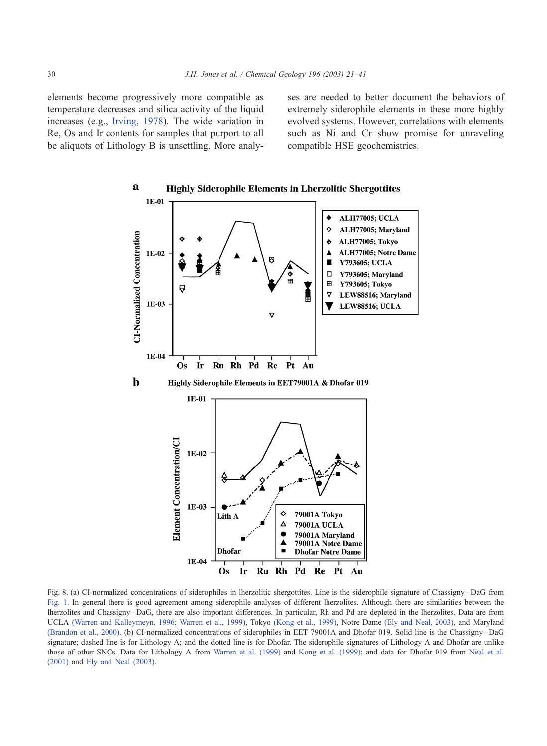elements become progressively more compatible as temperature decreases and silica activity of the liquid increases (e.g., Irving, 1978). The wide variation in Re, Os and Ir contents for samples that purport to all be aliquots of Lithology B is unsettling. More analyses are needed to better document the behaviors of extremely siderophile elements in these more highly evolved systems. However, correlations with elements such as Ni and Cr show promise for unraveling compatible HSE geochemistries.

Fig. 8. (a) CI-normalized concentrations of siderophiles in lherzolitic shergottites. Line is the siderophile signature of Chassigny–DaG from Fig. 1. In general there is good agreement among siderophile analyses of different lherzolites. Although there are similarities between the lherzolites and Chassigny–DaG, there are also important differences. In particular, Rh and Pd are depleted in the lherzolites. Data are from UCLA (Warren and Kalleymeyn, 1996; Warren et al., 1999), Tokyo (Kong et al., 1999), Notre Dame (Ely and Neal, 2003), and Maryland (Brandon et al., 2000). (b) CI-normalized concentrations of siderophiles in EET 79001A and Dhofar 019. Solid line is the Chassigny–DaG signature; dashed line is for Lithology A; and the dotted line is for Dhofar. The siderophile signatures of Lithology A and Dhofar are unlike those of other SNCs. Data for Lithology A from Warren et al. (1999) and Kong et al. (1999); and data for Dhofar 019 from Neal et al. (2001) and Ely and Neal (2003).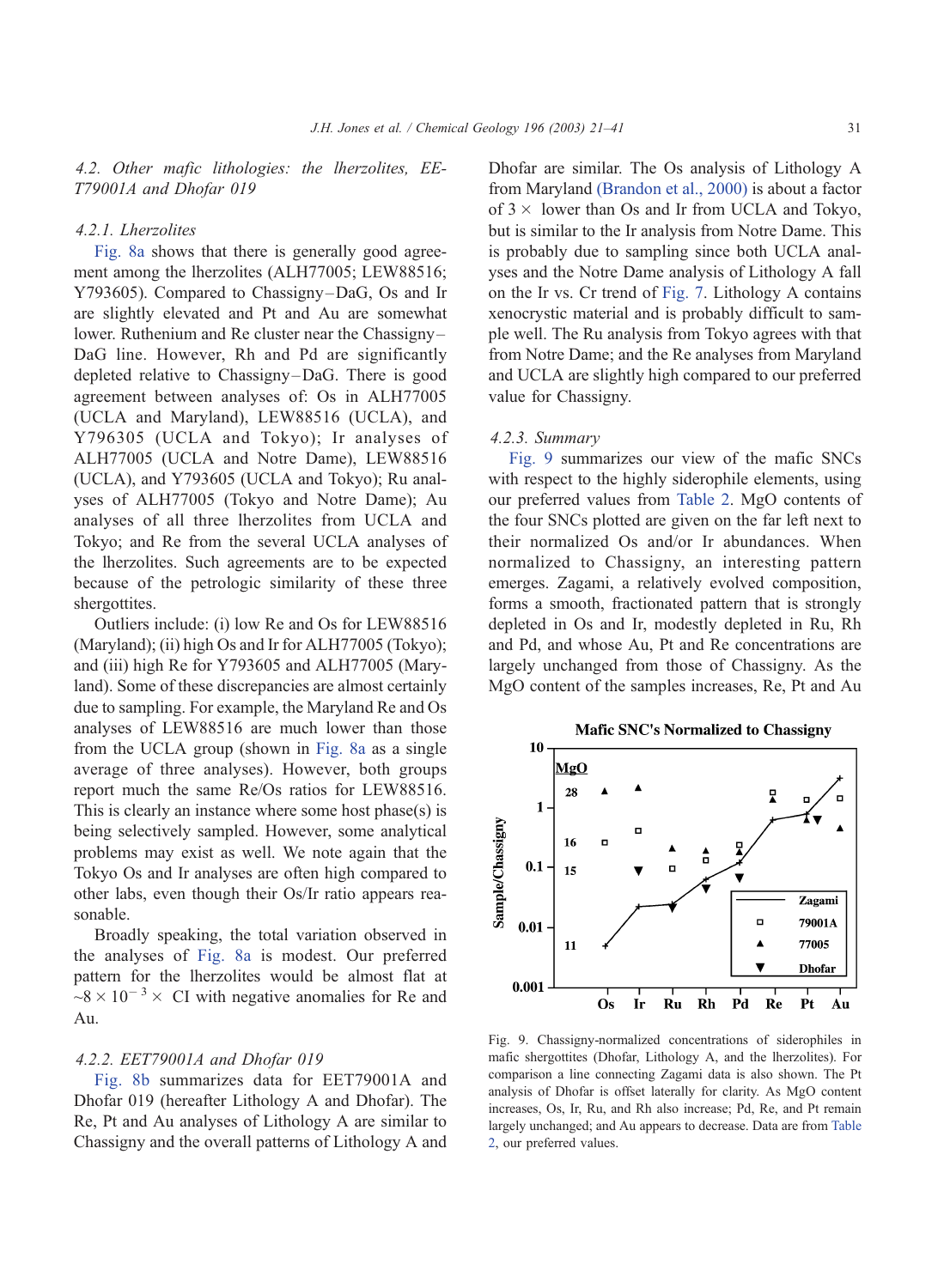### 4.2. Other mafic lithologies: the lherzolites, EET79001A and Dhofar 019

#### 4.2.1. Lherzolites

Fig. 8a shows that there is generally good agreement among the lherzolites (ALH77005; LEW88516; Y793605). Compared to Chassigny–DaG, Os and Ir are slightly elevated and Pt and Au are somewhat lower. Ruthenium and Re cluster near the Chassigny–DaG line. However, Rh and Pd are significantly depleted relative to Chassigny–DaG. There is good agreement between analyses of: Os in ALH77005 (UCLA and Maryland), LEW88516 (UCLA), and Y796305 (UCLA and Tokyo); Ir analyses of ALH77005 (UCLA and Notre Dame), LEW88516 (UCLA), and Y793605 (UCLA and Tokyo); Ru analyses of ALH77005 (Tokyo and Notre Dame); Au analyses of all three lherzolites from UCLA and Tokyo; and Re from the several UCLA analyses of the lherzolites. Such agreements are to be expected because of the petrologic similarity of these three shergottites.

Outliers include: (i) low Re and Os for LEW88516 (Maryland); (ii) high Os and Ir for ALH77005 (Tokyo); and (iii) high Re for Y793605 and ALH77005 (Maryland). Some of these discrepancies are almost certainly due to sampling. For example, the Maryland Re and Os analyses of LEW88516 are much lower than those from the UCLA group (shown in Fig. 8a as a single average of three analyses). However, both groups report much the same Re/Os ratios for LEW88516. This is clearly an instance where some host phase(s) is being selectively sampled. However, some analytical problems may exist as well. We note again that the Tokyo Os and Ir analyses are often high compared to other labs, even though their Os/Ir ratio appears reasonable.

Broadly speaking, the total variation observed in the analyses of Fig. 8a is modest. Our preferred pattern for the lherzolites would be almost flat at $\sim 8 \times 10^{-3} \times$ CI with negative anomalies for Re and Au.

#### 4.2.2. EET79001A and Dhofar 019

Fig. 8b summarizes data for EET79001A and Dhofar 019 (hereafter Lithology A and Dhofar). The Re, Pt and Au analyses of Lithology A are similar to Chassigny and the overall patterns of Lithology A and Dhofar are similar. The Os analysis of Lithology A from Maryland (Brandon et al., 2000) is about a factor of $3 \times$ lower than Os and Ir from UCLA and Tokyo, but is similar to the Ir analysis from Notre Dame. This is probably due to sampling since both UCLA analyses and the Notre Dame analysis of Lithology A fall on the Ir vs. Cr trend of Fig. 7. Lithology A contains xenocrystic material and is probably difficult to sample well. The Ru analysis from Tokyo agrees with that from Notre Dame; and the Re analyses from Maryland and UCLA are slightly high compared to our preferred value for Chassigny.

#### 4.2.3. Summary

Fig. 9 summarizes our view of the mafic SNCs with respect to the highly siderophile elements, using our preferred values from Table 2. MgO contents of the four SNCs plotted are given on the far left next to their normalized Os and/or Ir abundances. When normalized to Chassigny, an interesting pattern emerges. Zagami, a relatively evolved composition, forms a smooth, fractionated pattern that is strongly depleted in Os and Ir, modestly depleted in Ru, Rh and Pd, and whose Au, Pt and Re concentrations are largely unchanged from those of Chassigny. As the MgO content of the samples increases, Re, Pt and Au

Fig. 9. Chassigny-normalized concentrations of siderophiles in mafic shergottites (Dhofar, Lithology A, and the lherzolites). For comparison a line connecting Zagami data is also shown. The Pt analysis of Dhofar is offset laterally for clarity. As MgO content increases, Os, Ir, Ru, and Rh also increase; Pd, Re, and Pt remain largely unchanged; and Au appears to decrease. Data are from Table 2, our preferred values.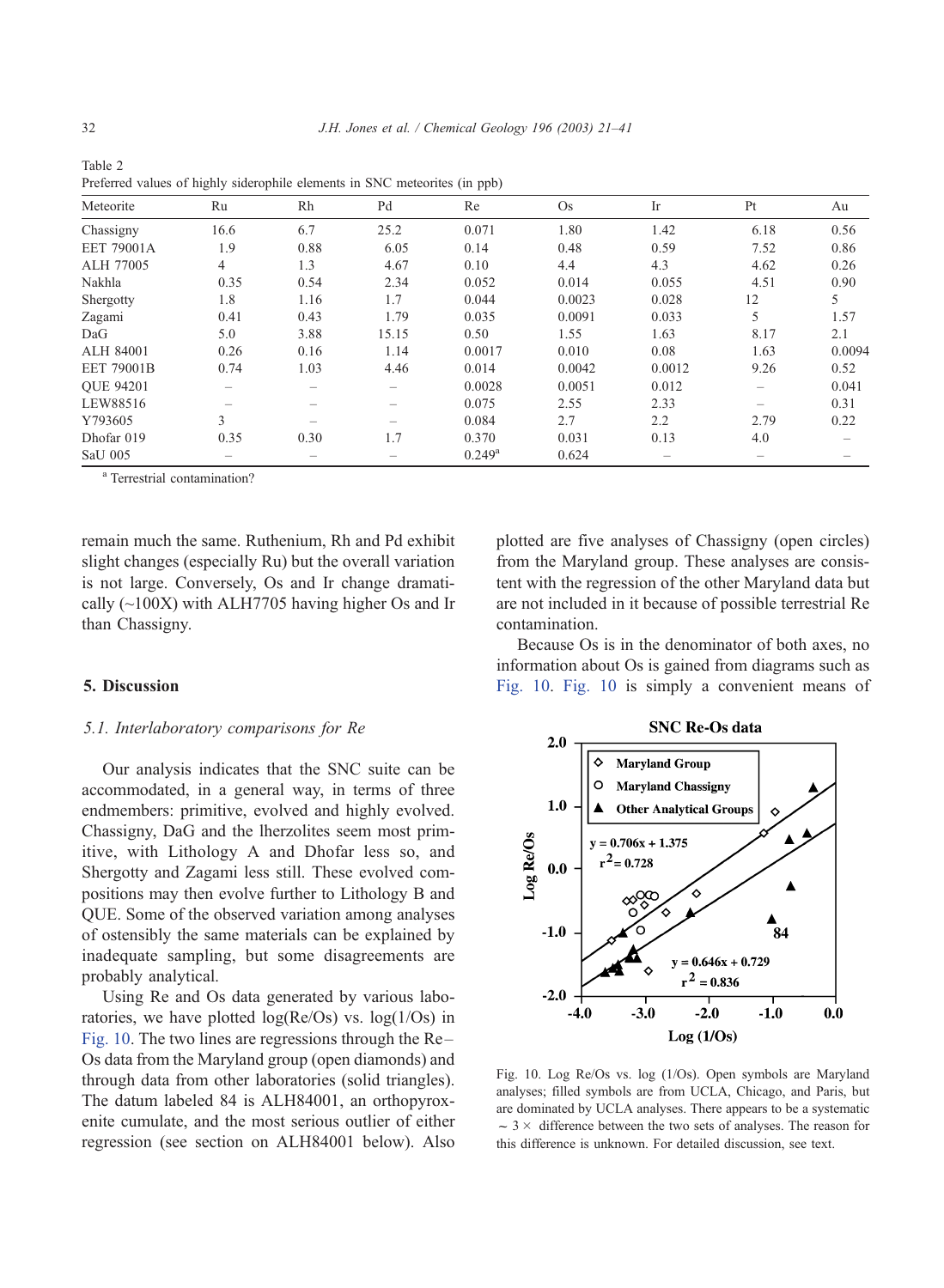Table 2
Preferred values of highly siderophile elements in SNC meteorites (in ppb)

| Meteorite | Ru | Rh | Pd | Re | Os | Ir | Pt | Au |
|---|---|---|---|---|---|---|---|---|
| Chassigny | 16.6 | 6.7 | 25.2 | 0.071 | 1.80 | 1.42 | 6.18 | 0.56 |
| EET 79001A | 1.9 | 0.88 | 6.05 | 0.14 | 0.48 | 0.59 | 7.52 | 0.86 |
| ALH 77005 | 4 | 1.3 | 4.67 | 0.10 | 4.4 | 4.3 | 4.62 | 0.26 |
| Nakhla | 0.35 | 0.54 | 2.34 | 0.052 | 0.014 | 0.055 | 4.51 | 0.90 |
| Shergotty | 1.8 | 1.16 | 1.7 | 0.044 | 0.0023 | 0.028 | 12 | 5 |
| Zagami | 0.41 | 0.43 | 1.79 | 0.035 | 0.0091 | 0.033 | 5 | 1.57 |
| DaG | 5.0 | 3.88 | 15.15 | 0.50 | 1.55 | 1.63 | 8.17 | 2.1 |
| ALH 84001 | 0.26 | 0.16 | 1.14 | 0.0017 | 0.010 | 0.08 | 1.63 | 0.0094 |
| EET 79001B | 0.74 | 1.03 | 4.46 | 0.014 | 0.0042 | 0.0012 | 9.26 | 0.52 |
| QUE 94201 | – | – | – | 0.0028 | 0.0051 | 0.012 | – | 0.041 |
| LEW88516 | – | – | – | 0.075 | 2.55 | 2.33 | – | 0.31 |
| Y793605 | 3 | – | – | 0.084 | 2.7 | 2.2 | 2.79 | 0.22 |
| Dhofar 019 | 0.35 | 0.30 | 1.7 | 0.370 | 0.031 | 0.13 | 4.0 | – |
| SaU 005 | – | – | – | 0.249[a] | 0.624 | – | – | – |

[a] Terrestrial contamination?

remain much the same. Ruthenium, Rh and Pd exhibit slight changes (especially Ru) but the overall variation is not large. Conversely, Os and Ir change dramatically (~100X) with ALH7705 having higher Os and Ir than Chassigny.

## 5. Discussion

### 5.1. Interlaboratory comparisons for Re

Our analysis indicates that the SNC suite can be accommodated, in a general way, in terms of three endmembers: primitive, evolved and highly evolved. Chassigny, DaG and the lherzolites seem most primitive, with Lithology A and Dhofar less so, and Shergotty and Zagami less still. These evolved compositions may then evolve further to Lithology B and QUE. Some of the observed variation among analyses of ostensibly the same materials can be explained by inadequate sampling, but some disagreements are probably analytical.

Using Re and Os data generated by various laboratories, we have plotted log(Re/Os) vs. log(1/Os) in Fig. 10. The two lines are regressions through the Re–Os data from the Maryland group (open diamonds) and through data from other laboratories (solid triangles). The datum labeled 84 is ALH84001, an orthopyroxenite cumulate, and the most serious outlier of either regression (see section on ALH84001 below). Also plotted are five analyses of Chassigny (open circles) from the Maryland group. These analyses are consistent with the regression of the other Maryland data but are not included in it because of possible terrestrial Re contamination.

Because Os is in the denominator of both axes, no information about Os is gained from diagrams such as Fig. 10. Fig. 10 is simply a convenient means of

Fig. 10. Log Re/Os vs. log (1/Os). Open symbols are Maryland analyses; filled symbols are from UCLA, Chicago, and Paris, but are dominated by UCLA analyses. There appears to be a systematic $\sim 3\times$ difference between the two sets of analyses. The reason for this difference is unknown. For detailed discussion, see text.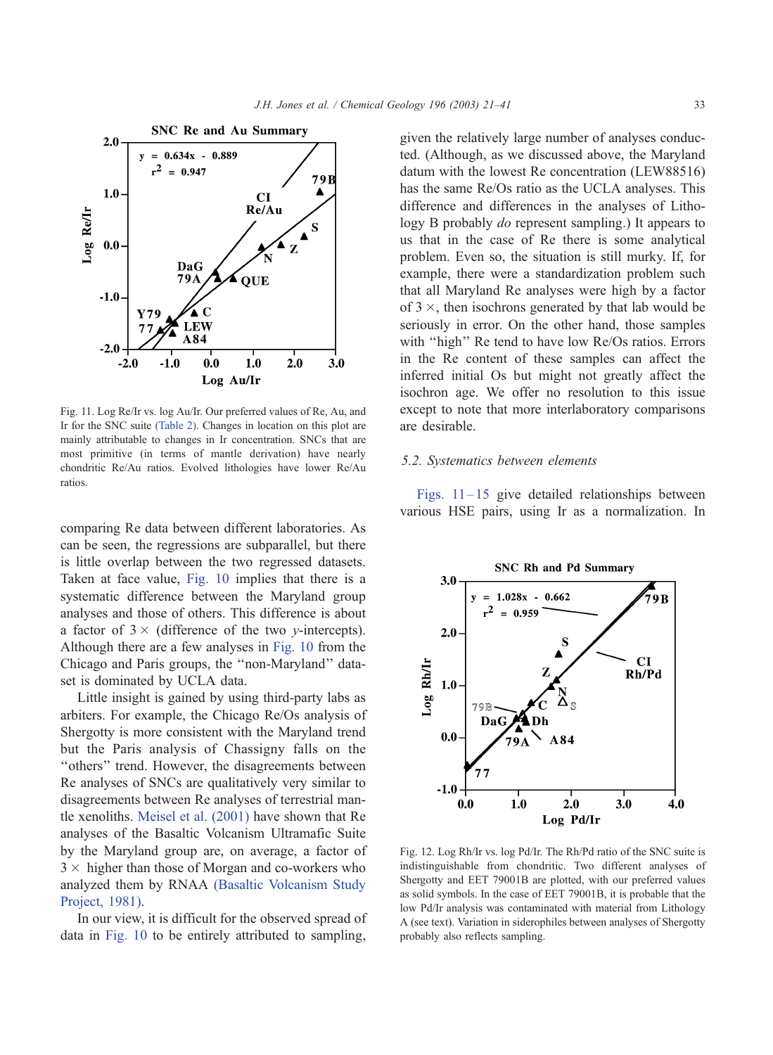Fig. 11. Log Re/Ir vs. log Au/Ir. Our preferred values of Re, Au, and Ir for the SNC suite (Table 2). Changes in location on this plot are mainly attributable to changes in Ir concentration. SNCs that are most primitive (in terms of mantle derivation) have nearly chondritic Re/Au ratios. Evolved lithologies have lower Re/Au ratios.

comparing Re data between different laboratories. As can be seen, the regressions are subparallel, but there is little overlap between the two regressed datasets. Taken at face value, Fig. 10 implies that there is a systematic difference between the Maryland group analyses and those of others. This difference is about a factor of 3 × (difference of the two *y*-intercepts). Although there are a few analyses in Fig. 10 from the Chicago and Paris groups, the "non-Maryland" dataset is dominated by UCLA data.

Little insight is gained by using third-party labs as arbiters. For example, the Chicago Re/Os analysis of Shergotty is more consistent with the Maryland trend but the Paris analysis of Chassigny falls on the "others" trend. However, the disagreements between Re analyses of SNCs are qualitatively very similar to disagreements between Re analyses of terrestrial mantle xenoliths. Meisel et al. (2001) have shown that Re analyses of the Basaltic Volcanism Ultramafic Suite by the Maryland group are, on average, a factor of 3 × higher than those of Morgan and co-workers who analyzed them by RNAA (Basaltic Volcanism Study Project, 1981).

In our view, it is difficult for the observed spread of data in Fig. 10 to be entirely attributed to sampling, given the relatively large number of analyses conducted. (Although, as we discussed above, the Maryland datum with the lowest Re concentration (LEW88516) has the same Re/Os ratio as the UCLA analyses. This difference and differences in the analyses of Lithology B probably *do* represent sampling.) It appears to us that in the case of Re there is some analytical problem. Even so, the situation is still murky. If, for example, there were a standardization problem such that all Maryland Re analyses were high by a factor of 3 ×, then isochrons generated by that lab would be seriously in error. On the other hand, those samples with "high" Re tend to have low Re/Os ratios. Errors in the Re content of these samples can affect the inferred initial Os but might not greatly affect the isochron age. We offer no resolution to this issue except to note that more interlaboratory comparisons are desirable.

### 5.2. Systematics between elements

Figs. 11–15 give detailed relationships between various HSE pairs, using Ir as a normalization. In

Fig. 12. Log Rh/Ir vs. log Pd/Ir. The Rh/Pd ratio of the SNC suite is indistinguishable from chondritic. Two different analyses of Shergotty and EET 79001B are plotted, with our preferred values as solid symbols. In the case of EET 79001B, it is probable that the low Pd/Ir analysis was contaminated with material from Lithology A (see text). Variation in siderophiles between analyses of Shergotty probably also reflects sampling.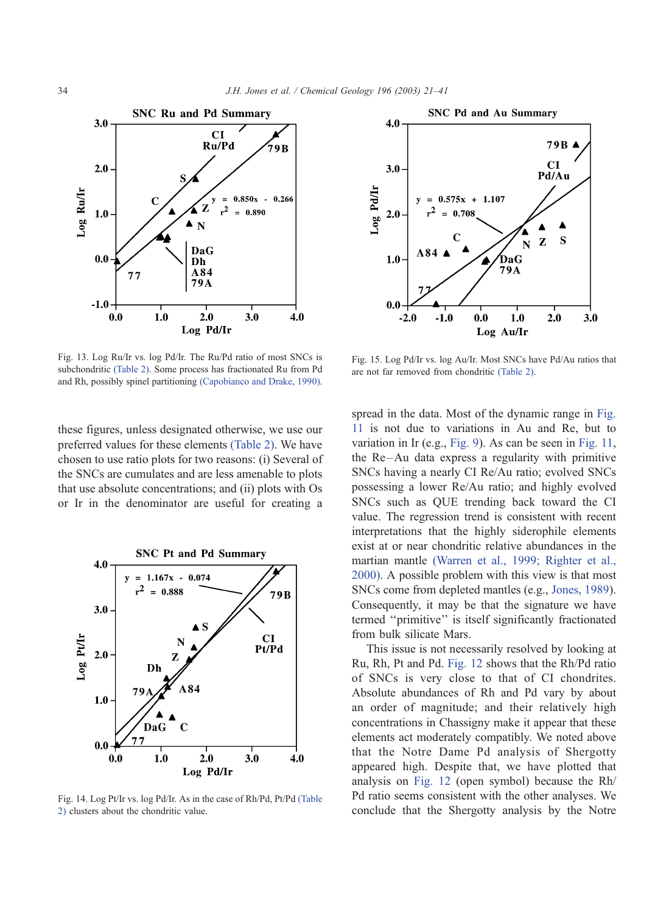Fig. 13. Log Ru/Ir vs. log Pd/Ir. The Ru/Pd ratio of most SNCs is subchondritic (Table 2). Some process has fractionated Ru from Pd and Rh, possibly spinel partitioning (Capobianco and Drake, 1990).

Fig. 15. Log Pd/Ir vs. log Au/Ir. Most SNCs have Pd/Au ratios that are not far removed from chondritic (Table 2).

these figures, unless designated otherwise, we use our preferred values for these elements (Table 2). We have chosen to use ratio plots for two reasons: (i) Several of the SNCs are cumulates and are less amenable to plots that use absolute concentrations; and (ii) plots with Os or Ir in the denominator are useful for creating a spread in the data. Most of the dynamic range in Fig. 11 is not due to variations in Au and Re, but to variation in Ir (e.g., Fig. 9). As can be seen in Fig. 11, the Re–Au data express a regularity with primitive SNCs having a nearly CI Re/Au ratio; evolved SNCs possessing a lower Re/Au ratio; and highly evolved SNCs such as QUE trending back toward the CI value. The regression trend is consistent with recent interpretations that the highly siderophile elements exist at or near chondritic relative abundances in the martian mantle (Warren et al., 1999; Righter et al., 2000). A possible problem with this view is that most SNCs come from depleted mantles (e.g., Jones, 1989). Consequently, it may be that the signature we have termed "primitive" is itself significantly fractionated from bulk silicate Mars.

This issue is not necessarily resolved by looking at Ru, Rh, Pt and Pd. Fig. 12 shows that the Rh/Pd ratio of SNCs is very close to that of CI chondrites. Absolute abundances of Rh and Pd vary by about an order of magnitude; and their relatively high concentrations in Chassigny make it appear that these elements act moderately compatibly. We noted above that the Notre Dame Pd analysis of Shergotty appeared high. Despite that, we have plotted that analysis on Fig. 12 (open symbol) because the Rh/Pd ratio seems consistent with the other analyses. We conclude that the Shergotty analysis by the Notre

Fig. 14. Log Pt/Ir vs. log Pd/Ir. As in the case of Rh/Pd, Pt/Pd (Table 2) clusters about the chondritic value.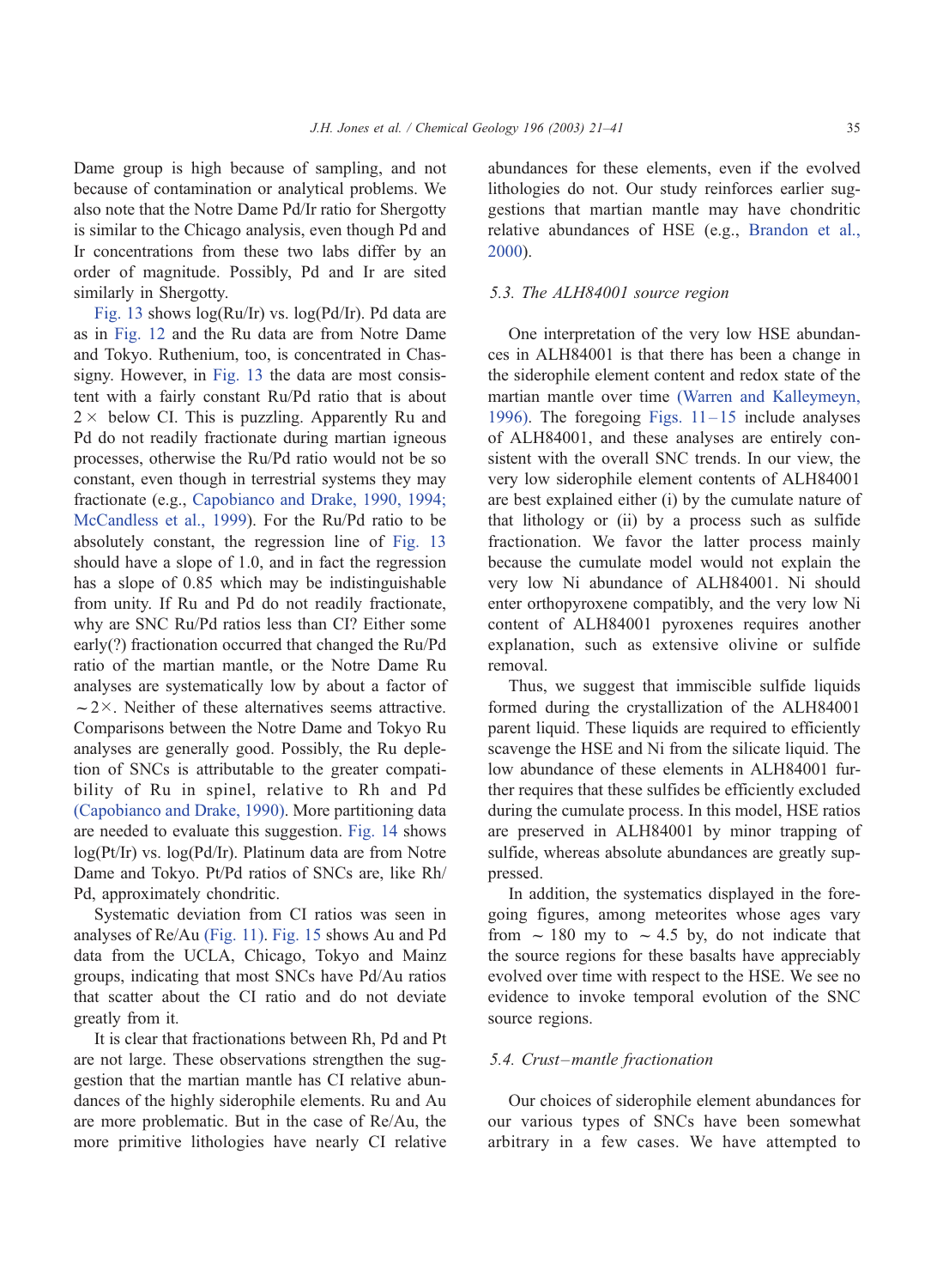Dame group is high because of sampling, and not because of contamination or analytical problems. We also note that the Notre Dame Pd/Ir ratio for Shergotty is similar to the Chicago analysis, even though Pd and Ir concentrations from these two labs differ by an order of magnitude. Possibly, Pd and Ir are sited similarly in Shergotty.

Fig. 13 shows log(Ru/Ir) vs. log(Pd/Ir). Pd data are as in Fig. 12 and the Ru data are from Notre Dame and Tokyo. Ruthenium, too, is concentrated in Chassigny. However, in Fig. 13 the data are most consistent with a fairly constant Ru/Pd ratio that is about $2\times$ below CI. This is puzzling. Apparently Ru and Pd do not readily fractionate during martian igneous processes, otherwise the Ru/Pd ratio would not be so constant, even though in terrestrial systems they may fractionate (e.g., Capobianco and Drake, 1990, 1994; McCandless et al., 1999). For the Ru/Pd ratio to be absolutely constant, the regression line of Fig. 13 should have a slope of 1.0, and in fact the regression has a slope of 0.85 which may be indistinguishable from unity. If Ru and Pd do not readily fractionate, why are SNC Ru/Pd ratios less than CI? Either some early(?) fractionation occurred that changed the Ru/Pd ratio of the martian mantle, or the Notre Dame Ru analyses are systematically low by about a factor of $\sim 2\times$. Neither of these alternatives seems attractive. Comparisons between the Notre Dame and Tokyo Ru analyses are generally good. Possibly, the Ru depletion of SNCs is attributable to the greater compatibility of Ru in spinel, relative to Rh and Pd (Capobianco and Drake, 1990). More partitioning data are needed to evaluate this suggestion. Fig. 14 shows log(Pt/Ir) vs. log(Pd/Ir). Platinum data are from Notre Dame and Tokyo. Pt/Pd ratios of SNCs are, like Rh/Pd, approximately chondritic.

Systematic deviation from CI ratios was seen in analyses of Re/Au (Fig. 11). Fig. 15 shows Au and Pd data from the UCLA, Chicago, Tokyo and Mainz groups, indicating that most SNCs have Pd/Au ratios that scatter about the CI ratio and do not deviate greatly from it.

It is clear that fractionations between Rh, Pd and Pt are not large. These observations strengthen the suggestion that the martian mantle has CI relative abundances of the highly siderophile elements. Ru and Au are more problematic. But in the case of Re/Au, the more primitive lithologies have nearly CI relative abundances for these elements, even if the evolved lithologies do not. Our study reinforces earlier suggestions that martian mantle may have chondritic relative abundances of HSE (e.g., Brandon et al., 2000).

### 5.3. The ALH84001 source region

One interpretation of the very low HSE abundances in ALH84001 is that there has been a change in the siderophile element content and redox state of the martian mantle over time (Warren and Kalleymeyn, 1996). The foregoing Figs. 11–15 include analyses of ALH84001, and these analyses are entirely consistent with the overall SNC trends. In our view, the very low siderophile element contents of ALH84001 are best explained either (i) by the cumulate nature of that lithology or (ii) by a process such as sulfide fractionation. We favor the latter process mainly because the cumulate model would not explain the very low Ni abundance of ALH84001. Ni should enter orthopyroxene compatibly, and the very low Ni content of ALH84001 pyroxenes requires another explanation, such as extensive olivine or sulfide removal.

Thus, we suggest that immiscible sulfide liquids formed during the crystallization of the ALH84001 parent liquid. These liquids are required to efficiently scavenge the HSE and Ni from the silicate liquid. The low abundance of these elements in ALH84001 further requires that these sulfides be efficiently excluded during the cumulate process. In this model, HSE ratios are preserved in ALH84001 by minor trapping of sulfide, whereas absolute abundances are greatly suppressed.

In addition, the systematics displayed in the foregoing figures, among meteorites whose ages vary from $\sim 180$ my to $\sim 4.5$ by, do not indicate that the source regions for these basalts have appreciably evolved over time with respect to the HSE. We see no evidence to invoke temporal evolution of the SNC source regions.

### 5.4. Crust–mantle fractionation

Our choices of siderophile element abundances for our various types of SNCs have been somewhat arbitrary in a few cases. We have attempted to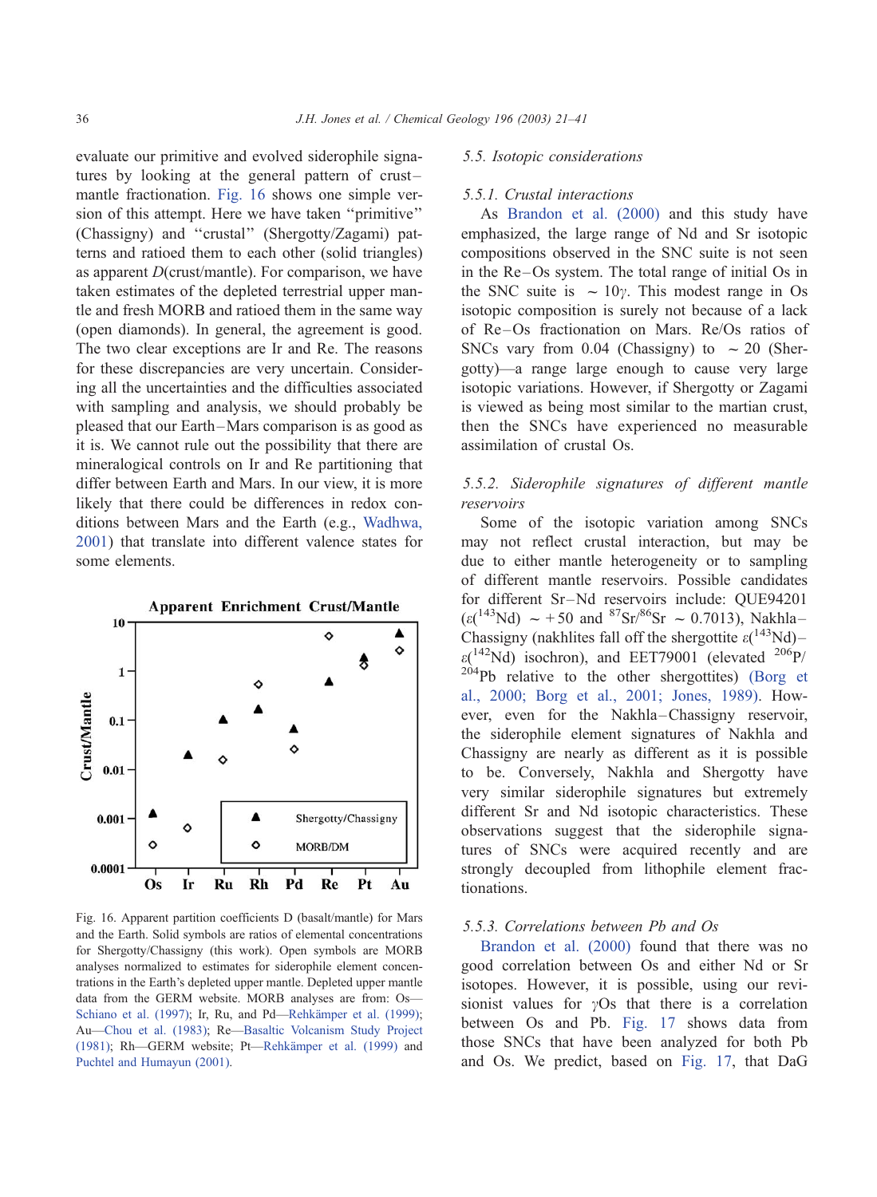evaluate our primitive and evolved siderophile signatures by looking at the general pattern of crust–mantle fractionation. Fig. 16 shows one simple version of this attempt. Here we have taken "primitive" (Chassigny) and "crustal" (Shergotty/Zagami) patterns and ratioed them to each other (solid triangles) as apparent *D*(crust/mantle). For comparison, we have taken estimates of the depleted terrestrial upper mantle and fresh MORB and ratioed them in the same way (open diamonds). In general, the agreement is good. The two clear exceptions are Ir and Re. The reasons for these discrepancies are very uncertain. Considering all the uncertainties and the difficulties associated with sampling and analysis, we should probably be pleased that our Earth–Mars comparison is as good as it is. We cannot rule out the possibility that there are mineralogical controls on Ir and Re partitioning that differ between Earth and Mars. In our view, it is more likely that there could be differences in redox conditions between Mars and the Earth (e.g., Wadhwa, 2001) that translate into different valence states for some elements.

Fig. 16. Apparent partition coefficients D (basalt/mantle) for Mars and the Earth. Solid symbols are ratios of elemental concentrations for Shergotty/Chassigny (this work). Open symbols are MORB analyses normalized to estimates for siderophile element concentrations in the Earth's depleted upper mantle. Depleted upper mantle data from the GERM website. MORB analyses are from: Os—Schiano et al. (1997); Ir, Ru, and Pd—Rehkämper et al. (1999); Au—Chou et al. (1983); Re—Basaltic Volcanism Study Project (1981); Rh—GERM website; Pt—Rehkämper et al. (1999) and Puchtel and Humayun (2001).

### 5.5. Isotopic considerations

#### 5.5.1. Crustal interactions

As Brandon et al. (2000) and this study have emphasized, the large range of Nd and Sr isotopic compositions observed in the SNC suite is not seen in the Re–Os system. The total range of initial Os in the SNC suite is $\sim 10\gamma$. This modest range in Os isotopic composition is surely not because of a lack of Re–Os fractionation on Mars. Re/Os ratios of SNCs vary from 0.04 (Chassigny) to $\sim 20$ (Shergotty)—a range large enough to cause very large isotopic variations. However, if Shergotty or Zagami is viewed as being most similar to the martian crust, then the SNCs have experienced no measurable assimilation of crustal Os.

#### 5.5.2. Siderophile signatures of different mantle reservoirs

Some of the isotopic variation among SNCs may not reflect crustal interaction, but may be due to either mantle heterogeneity or to sampling of different mantle reservoirs. Possible candidates for different Sr–Nd reservoirs include: QUE94201 ($\varepsilon(^{143}Nd) \sim +50$ and $^{87}Sr/^{86}Sr \sim 0.7013$), Nakhla–Chassigny (nakhlites fall off the shergottite $\varepsilon(^{143}Nd)$–$\varepsilon(^{142}Nd)$ isochron), and EET79001 (elevated $^{206}P/^{204}Pb$ relative to the other shergottites) (Borg et al., 2000; Borg et al., 2001; Jones, 1989). However, even for the Nakhla–Chassigny reservoir, the siderophile element signatures of Nakhla and Chassigny are nearly as different as it is possible to be. Conversely, Nakhla and Shergotty have very similar siderophile signatures but extremely different Sr and Nd isotopic characteristics. These observations suggest that the siderophile signatures of SNCs were acquired recently and are strongly decoupled from lithophile element fractionations.

#### 5.5.3. Correlations between Pb and Os

Brandon et al. (2000) found that there was no good correlation between Os and either Nd or Sr isotopes. However, it is possible, using our revisionist values for $\gamma$Os that there is a correlation between Os and Pb. Fig. 17 shows data from those SNCs that have been analyzed for both Pb and Os. We predict, based on Fig. 17, that DaG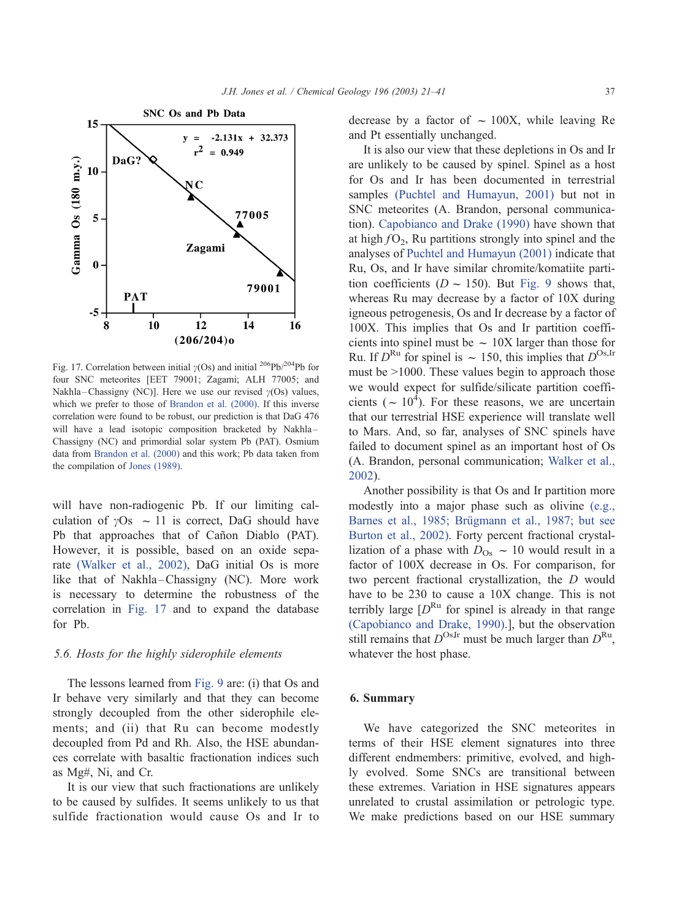Fig. 17. Correlation between initial $\gamma$(Os) and initial $^{206}Pb/^{204}Pb$ for four SNC meteorites [EET 79001; Zagami; ALH 77005; and Nakhla–Chassigny (NC)]. Here we use our revised $\gamma$(Os) values, which we prefer to those of Brandon et al. (2000). If this inverse correlation were found to be robust, our prediction is that DaG 476 will have a lead isotopic composition bracketed by Nakhla–Chassigny (NC) and primordial solar system Pb (PAT). Osmium data from Brandon et al. (2000) and this work; Pb data taken from the compilation of Jones (1989).

will have non-radiogenic Pb. If our limiting calculation of $\gamma$Os $\sim$ 11 is correct, DaG should have Pb that approaches that of Cañon Diablo (PAT). However, it is possible, based on an oxide separate (Walker et al., 2002), DaG initial Os is more like that of Nakhla–Chassigny (NC). More work is necessary to determine the robustness of the correlation in Fig. 17 and to expand the database for Pb.

### 5.6. Hosts for the highly siderophile elements

The lessons learned from Fig. 9 are: (i) that Os and Ir behave very similarly and that they can become strongly decoupled from the other siderophile elements; and (ii) that Ru can become modestly decoupled from Pd and Rh. Also, the HSE abundances correlate with basaltic fractionation indices such as Mg#, Ni, and Cr.

It is our view that such fractionations are unlikely to be caused by sulfides. It seems unlikely to us that sulfide fractionation would cause Os and Ir to decrease by a factor of $\sim$ 100X, while leaving Re and Pt essentially unchanged.

It is also our view that these depletions in Os and Ir are unlikely to be caused by spinel. Spinel as a host for Os and Ir has been documented in terrestrial samples (Puchtel and Humayun, 2001) but not in SNC meteorites (A. Brandon, personal communication). Capobianco and Drake (1990) have shown that at high $fO_2$, Ru partitions strongly into spinel and the analyses of Puchtel and Humayun (2001) indicate that Ru, Os, and Ir have similar chromite/komatiite partition coefficients ($D \sim 150$). But Fig. 9 shows that, whereas Ru may decrease by a factor of 10X during igneous petrogenesis, Os and Ir decrease by a factor of 100X. This implies that Os and Ir partition coefficients into spinel must be $\sim$ 10X larger than those for Ru. If $D^{Ru}$ for spinel is $\sim$ 150, this implies that $D^{Os,Ir}$ must be >1000. These values begin to approach those we would expect for sulfide/silicate partition coefficients ($\sim 10^4$). For these reasons, we are uncertain that our terrestrial HSE experience will translate well to Mars. And, so far, analyses of SNC spinels have failed to document spinel as an important host of Os (A. Brandon, personal communication; Walker et al., 2002).

Another possibility is that Os and Ir partition more modestly into a major phase such as olivine (e.g., Barnes et al., 1985; Brügmann et al., 1987; but see Burton et al., 2002). Forty percent fractional crystallization of a phase with $D_{Os} \sim 10$ would result in a factor of 100X decrease in Os. For comparison, for two percent fractional crystallization, the $D$ would have to be 230 to cause a 10X change. This is not terribly large [$D^{Ru}$ for spinel is already in that range (Capobianco and Drake, 1990).], but the observation still remains that $D^{Os,Ir}$ must be much larger than $D^{Ru}$, whatever the host phase.

## 6. Summary

We have categorized the SNC meteorites in terms of their HSE element signatures into three different endmembers: primitive, evolved, and highly evolved. Some SNCs are transitional between these extremes. Variation in HSE signatures appears unrelated to crustal assimilation or petrologic type. We make predictions based on our HSE summary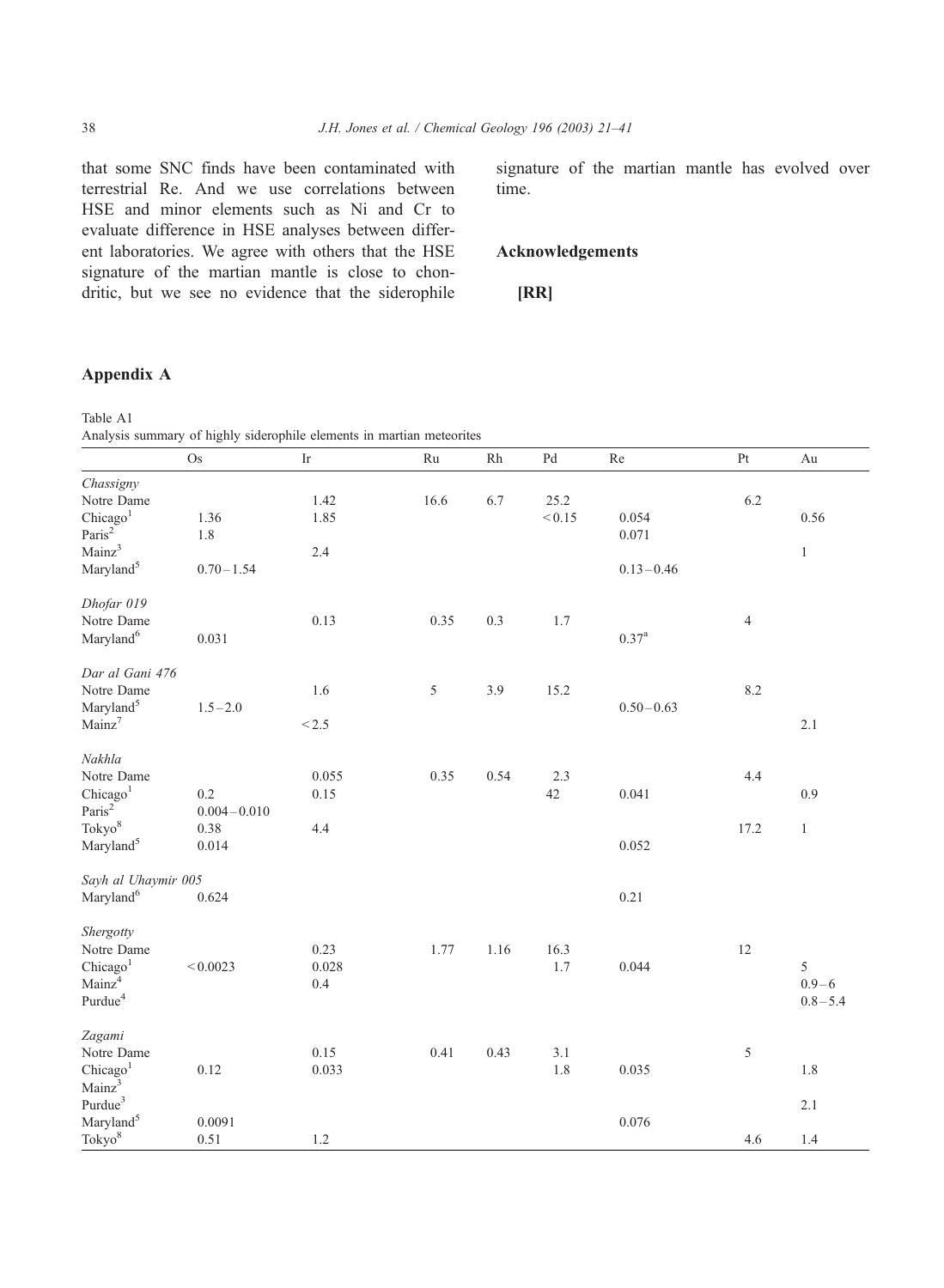that some SNC finds have been contaminated with terrestrial Re. And we use correlations between HSE and minor elements such as Ni and Cr to evaluate difference in HSE analyses between different laboratories. We agree with others that the HSE signature of the martian mantle is close to chondritic, but we see no evidence that the siderophile signature of the martian mantle has evolved over time.

## Acknowledgements

**[RR]**

## Appendix A

Table A1
Analysis summary of highly siderophile elements in martian meteorites

| | Os | Ir | Ru | Rh | Pd | Re | Pt | Au |
|---|---|---|---|---|---|---|---|---|
| *Chassigny* | | | | | | | | |
| Notre Dame | | 1.42 | 16.6 | 6.7 | 25.2 | | 6.2 | |
| Chicago[1] | 1.36 | 1.85 | | | < 0.15 | 0.054 | | 0.56 |
| Paris[2] | 1.8 | | | | | 0.071 | | |
| Mainz[3] | | 2.4 | | | | | | 1 |
| Maryland[5] | 0.70 – 1.54 | | | | | 0.13 – 0.46 | | |
| *Dhofar 019* | | | | | | | | |
| Notre Dame | | 0.13 | 0.35 | 0.3 | 1.7 | | 4 | |
| Maryland[6] | 0.031 | | | | | 0.37[a] | | |
| *Dar al Gani 476* | | | | | | | | |
| Notre Dame | | 1.6 | 5 | 3.9 | 15.2 | | 8.2 | |
| Maryland[5] | 1.5 – 2.0 | | | | | 0.50 – 0.63 | | |
| Mainz[7] | | < 2.5 | | | | | | 2.1 |
| *Nakhla* | | | | | | | | |
| Notre Dame | | 0.055 | 0.35 | 0.54 | 2.3 | | 4.4 | |
| Chicago[1] | 0.2 | 0.15 | | | 42 | 0.041 | | 0.9 |
| Paris[2] | 0.004 – 0.010 | | | | | | | |
| Tokyo[8] | 0.38 | 4.4 | | | | | 17.2 | 1 |
| Maryland[5] | 0.014 | | | | | 0.052 | | |
| *Sayh al Uhaymir 005* | | | | | | | | |
| Maryland[6] | 0.624 | | | | | 0.21 | | |
| *Shergotty* | | | | | | | | |
| Notre Dame | | 0.23 | 1.77 | 1.16 | 16.3 | | 12 | |
| Chicago[1] | < 0.0023 | 0.028 | | | 1.7 | 0.044 | | 5 |
| Mainz[4] | | 0.4 | | | | | | 0.9 – 6 |
| Purdue[4] | | | | | | | | 0.8 – 5.4 |
| *Zagami* | | | | | | | | |
| Notre Dame | | 0.15 | 0.41 | 0.43 | 3.1 | | 5 | |
| Chicago[1] | 0.12 | 0.033 | | | 1.8 | 0.035 | | 1.8 |
| Mainz[3] | | | | | | | | |
| Purdue[3] | | | | | | | | 2.1 |
| Maryland[5] | 0.0091 | | | | | 0.076 | | |
| Tokyo[8] | 0.51 | 1.2 | | | | | 4.6 | 1.4 |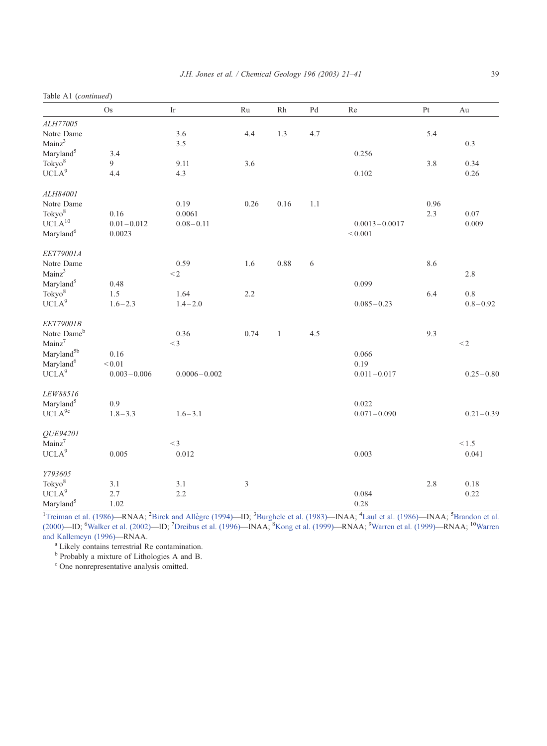Table A1 (*continued*)

| | Os | Ir | Ru | Rh | Pd | Re | Pt | Au |
|---|---|---|---|---|---|---|---|---|
| *ALH77005* | | | | | | | | |
| Notre Dame | | 3.6 | 4.4 | 1.3 | 4.7 | | 5.4 | |
| Mainz[3] | | 3.5 | | | | | | 0.3 |
| Maryland[5] | 3.4 | | | | | 0.256 | | |
| Tokyo[8] | 9 | 9.11 | 3.6 | | | | 3.8 | 0.34 |
| UCLA[9] | 4.4 | 4.3 | | | | 0.102 | | 0.26 |
| *ALH84001* | | | | | | | | |
| Notre Dame | | 0.19 | 0.26 | 0.16 | 1.1 | | 0.96 | |
| Tokyo[8] | 0.16 | 0.0061 | | | | | 2.3 | 0.07 |
| UCLA[10] | 0.01 – 0.012 | 0.08 – 0.11 | | | | 0.0013 – 0.0017 | | 0.009 |
| Maryland[6] | 0.0023 | | | | | < 0.001 | | |
| *EET79001A* | | | | | | | | |
| Notre Dame | | 0.59 | 1.6 | 0.88 | 6 | | 8.6 | |
| Mainz[3] | | < 2 | | | | | | 2.8 |
| Maryland[5] | 0.48 | | | | | 0.099 | | |
| Tokyo[8] | 1.5 | 1.64 | 2.2 | | | | 6.4 | 0.8 |
| UCLA[9] | 1.6 – 2.3 | 1.4 – 2.0 | | | | 0.085 – 0.23 | | 0.8 – 0.92 |
| *EET79001B* | | | | | | | | |
| Notre Dame[b] | | 0.36 | 0.74 | 1 | 4.5 | | 9.3 | |
| Mainz[7] | | < 3 | | | | | | < 2 |
| Maryland[5b] | 0.16 | | | | | 0.066 | | |
| Maryland[6] | < 0.01 | | | | | 0.19 | | |
| UCLA[9] | 0.003 – 0.006 | 0.0006 – 0.002 | | | | 0.011 – 0.017 | | 0.25 – 0.80 |
| *LEW88516* | | | | | | | | |
| Maryland[5] | 0.9 | | | | | 0.022 | | |
| UCLA[9c] | 1.8 – 3.3 | 1.6 – 3.1 | | | | 0.071 – 0.090 | | 0.21 – 0.39 |
| *QUE94201* | | | | | | | | |
| Mainz[7] | | < 3 | | | | | | < 1.5 |
| UCLA[9] | 0.005 | 0.012 | | | | 0.003 | | 0.041 |
| *Y793605* | | | | | | | | |
| Tokyo[8] | 3.1 | 3.1 | 3 | | | | 2.8 | 0.18 |
| UCLA[9] | 2.7 | 2.2 | | | | 0.084 | | 0.22 |
| Maryland[5] | 1.02 | | | | | 0.28 | | |

[1]Treiman et al. (1986)—RNAA; [2]Birck and Allègre (1994)—ID; [3]Burghele et al. (1983)—INAA; [4]Laul et al. (1986)—INAA; [5]Brandon et al. (2000)—ID; [6]Walker et al. (2002)—ID; [7]Dreibus et al. (1996)—INAA; [8]Kong et al. (1999)—RNAA; [9]Warren et al. (1999)—RNAA; [10]Warren and Kallemeyn (1996)—RNAA.

[a] Likely contains terrestrial Re contamination.

[b] Probably a mixture of Lithologies A and B.

[c] One nonrepresentative analysis omitted.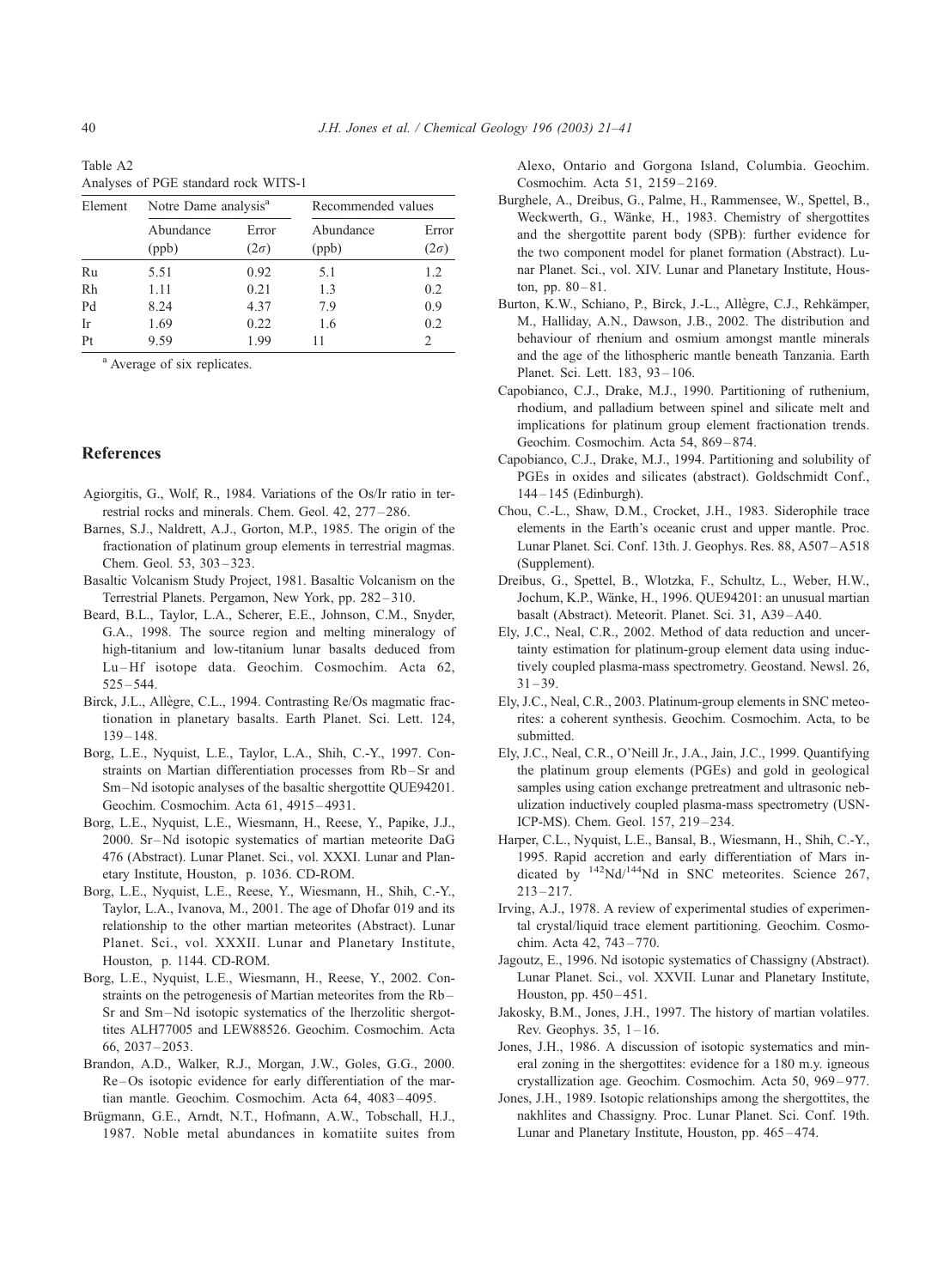Table A2
Analyses of PGE standard rock WITS-1

| Element | Notre Dame analysis[a] | | Recommended values | |
|---|---|---|---|---|
| | Abundance (ppb) | Error ($2\sigma$) | Abundance (ppb) | Error ($2\sigma$) |
| Ru | 5.51 | 0.92 | 5.1 | 1.2 |
| Rh | 1.11 | 0.21 | 1.3 | 0.2 |
| Pd | 8.24 | 4.37 | 7.9 | 0.9 |
| Ir | 1.69 | 0.22 | 1.6 | 0.2 |
| Pt | 9.59 | 1.99 | 11 | 2 |

[a] Average of six replicates.

## References

Agiorgitis, G., Wolf, R., 1984. Variations of the Os/Ir ratio in terrestrial rocks and minerals. Chem. Geol. 42, 277–286.

Barnes, S.J., Naldrett, A.J., Gorton, M.P., 1985. The origin of the fractionation of platinum group elements in terrestrial magmas. Chem. Geol. 53, 303–323.

Basaltic Volcanism Study Project, 1981. Basaltic Volcanism on the Terrestrial Planets. Pergamon, New York, pp. 282–310.

Beard, B.L., Taylor, L.A., Scherer, E.E., Johnson, C.M., Snyder, G.A., 1998. The source region and melting mineralogy of high-titanium and low-titanium lunar basalts deduced from Lu–Hf isotope data. Geochim. Cosmochim. Acta 62, 525–544.

Birck, J.L., Allègre, C.L., 1994. Contrasting Re/Os magmatic fractionation in planetary basalts. Earth Planet. Sci. Lett. 124, 139–148.

Borg, L.E., Nyquist, L.E., Taylor, L.A., Shih, C.-Y., 1997. Constraints on Martian differentiation processes from Rb–Sr and Sm–Nd isotopic analyses of the basaltic shergottite QUE94201. Geochim. Cosmochim. Acta 61, 4915–4931.

Borg, L.E., Nyquist, L.E., Wiesmann, H., Reese, Y., Papike, J.J., 2000. Sr–Nd isotopic systematics of martian meteorite DaG 476 (Abstract). Lunar Planet. Sci., vol. XXXI. Lunar and Planetary Institute, Houston, p. 1036. CD-ROM.

Borg, L.E., Nyquist, L.E., Reese, Y., Wiesmann, H., Shih, C.-Y., Taylor, L.A., Ivanova, M., 2001. The age of Dhofar 019 and its relationship to the other martian meteorites (Abstract). Lunar Planet. Sci., vol. XXXII. Lunar and Planetary Institute, Houston, p. 1144. CD-ROM.

Borg, L.E., Nyquist, L.E., Wiesmann, H., Reese, Y., 2002. Constraints on the petrogenesis of Martian meteorites from the Rb–Sr and Sm–Nd isotopic systematics of the lherzolitic shergottites ALH77005 and LEW88526. Geochim. Cosmochim. Acta 66, 2037–2053.

Brandon, A.D., Walker, R.J., Morgan, J.W., Goles, G.G., 2000. Re–Os isotopic evidence for early differentiation of the martian mantle. Geochim. Cosmochim. Acta 64, 4083–4095.

Brügmann, G.E., Arndt, N.T., Hofmann, A.W., Tobschall, H.J., 1987. Noble metal abundances in komatiite suites from Alexo, Ontario and Gorgona Island, Columbia. Geochim. Cosmochim. Acta 51, 2159–2169.

Burghele, A., Dreibus, G., Palme, H., Rammensee, W., Spettel, B., Weckwerth, G., Wänke, H., 1983. Chemistry of shergottites and the shergottite parent body (SPB): further evidence for the two component model for planet formation (Abstract). Lunar Planet. Sci., vol. XIV. Lunar and Planetary Institute, Houston, pp. 80–81.

Burton, K.W., Schiano, P., Birck, J.-L., Allègre, C.J., Rehkämper, M., Halliday, A.N., Dawson, J.B., 2002. The distribution and behaviour of rhenium and osmium amongst mantle minerals and the age of the lithospheric mantle beneath Tanzania. Earth Planet. Sci. Lett. 183, 93–106.

Capobianco, C.J., Drake, M.J., 1990. Partitioning of ruthenium, rhodium, and palladium between spinel and silicate melt and implications for platinum group element fractionation trends. Geochim. Cosmochim. Acta 54, 869–874.

Capobianco, C.J., Drake, M.J., 1994. Partitioning and solubility of PGEs in oxides and silicates (abstract). Goldschmidt Conf., 144–145 (Edinburgh).

Chou, C.-L., Shaw, D.M., Crocket, J.H., 1983. Siderophile trace elements in the Earth's oceanic crust and upper mantle. Proc. Lunar Planet. Sci. Conf. 13th. J. Geophys. Res. 88, A507–A518 (Supplement).

Dreibus, G., Spettel, B., Wlotzka, F., Schultz, L., Weber, H.W., Jochum, K.P., Wänke, H., 1996. QUE94201: an unusual martian basalt (Abstract). Meteorit. Planet. Sci. 31, A39–A40.

Ely, J.C., Neal, C.R., 2002. Method of data reduction and uncertainty estimation for platinum-group element data using inductively coupled plasma-mass spectrometry. Geostand. Newsl. 26, 31–39.

Ely, J.C., Neal, C.R., 2003. Platinum-group elements in SNC meteorites: a coherent synthesis. Geochim. Cosmochim. Acta, to be submitted.

Ely, J.C., Neal, C.R., O'Neill Jr., J.A., Jain, J.C., 1999. Quantifying the platinum group elements (PGEs) and gold in geological samples using cation exchange pretreatment and ultrasonic nebulization inductively coupled plasma-mass spectrometry (USN-ICP-MS). Chem. Geol. 157, 219–234.

Harper, C.L., Nyquist, L.E., Bansal, B., Wiesmann, H., Shih, C.-Y., 1995. Rapid accretion and early differentiation of Mars indicated by $^{142}Nd/^{144}Nd$ in SNC meteorites. Science 267, 213–217.

Irving, A.J., 1978. A review of experimental studies of experimental crystal/liquid trace element partitioning. Geochim. Cosmochim. Acta 42, 743–770.

Jagoutz, E., 1996. Nd isotopic systematics of Chassigny (Abstract). Lunar Planet. Sci., vol. XXVII. Lunar and Planetary Institute, Houston, pp. 450–451.

Jakosky, B.M., Jones, J.H., 1997. The history of martian volatiles. Rev. Geophys. 35, 1–16.

Jones, J.H., 1986. A discussion of isotopic systematics and mineral zoning in the shergottites: evidence for a 180 m.y. igneous crystallization age. Geochim. Cosmochim. Acta 50, 969–977.

Jones, J.H., 1989. Isotopic relationships among the shergottites, the nakhlites and Chassigny. Proc. Lunar Planet. Sci. Conf. 19th. Lunar and Planetary Institute, Houston, pp. 465–474.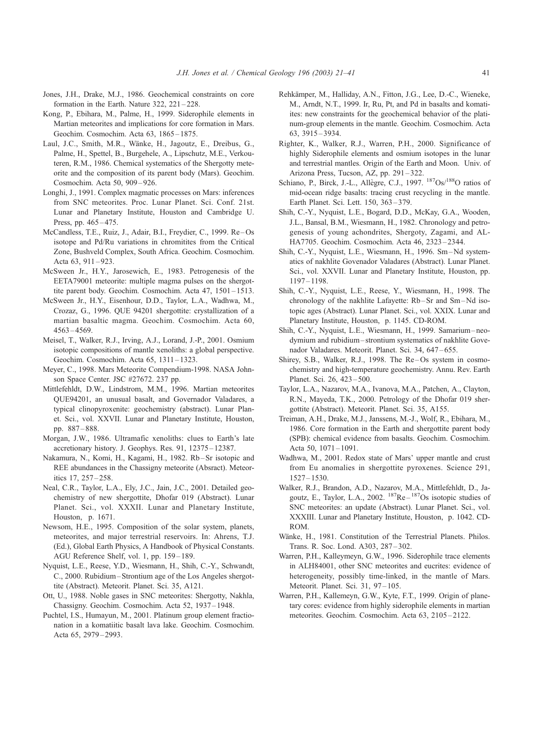Jones, J.H., Drake, M.J., 1986. Geochemical constraints on core formation in the Earth. Nature 322, 221–228.

Kong, P., Ebihara, M., Palme, H., 1999. Siderophile elements in Martian meteorites and implications for core formation in Mars. Geochim. Cosmochim. Acta 63, 1865–1875.

Laul, J.C., Smith, M.R., Wänke, H., Jagoutz, E., Dreibus, G., Palme, H., Spettel, B., Burgehele, A., Lipschutz, M.E., Verkouteren, R.M., 1986. Chemical systematics of the Shergotty meteorite and the composition of its parent body (Mars). Geochim. Cosmochim. Acta 50, 909–926.

Longhi, J., 1991. Complex magmatic processes on Mars: inferences from SNC meteorites. Proc. Lunar Planet. Sci. Conf. 21st. Lunar and Planetary Institute, Houston and Cambridge U. Press, pp. 465–475.

McCandless, T.E., Ruiz, J., Adair, B.I., Freydier, C., 1999. Re–Os isotope and Pd/Ru variations in chromitites from the Critical Zone, Bushveld Complex, South Africa. Geochim. Cosmochim. Acta 63, 911–923.

McSween Jr., H.Y., Jarosewich, E., 1983. Petrogenesis of the EETA79001 meteorite: multiple magma pulses on the shergottite parent body. Geochim. Cosmochim. Acta 47, 1501–1513.

McSween Jr., H.Y., Eisenhour, D.D., Taylor, L.A., Wadhwa, M., Crozaz, G., 1996. QUE 94201 shergottite: crystallization of a martian basaltic magma. Geochim. Cosmochim. Acta 60, 4563–4569.

Meisel, T., Walker, R.J., Irving, A.J., Lorand, J.-P., 2001. Osmium isotopic compositions of mantle xenoliths: a global perspective. Geochim. Cosmochim. Acta 65, 1311–1323.

Meyer, C., 1998. Mars Meteorite Compendium-1998. NASA Johnson Space Center. JSC #27672. 237 pp.

Mittlefehldt, D.W., Lindstrom, M.M., 1996. Martian meteorites QUE94201, an unusual basalt, and Governador Valadares, a typical clinopyroxenite: geochemistry (abstract). Lunar Planet. Sci., vol. XXVII. Lunar and Planetary Institute, Houston, pp. 887–888.

Morgan, J.W., 1986. Ultramafic xenoliths: clues to Earth's late accretionary history. J. Geophys. Res. 91, 12375–12387.

Nakamura, N., Komi, H., Kagami, H., 1982. Rb–Sr isotopic and REE abundances in the Chassigny meteorite (Absract). Meteoritics 17, 257–258.

Neal, C.R., Taylor, L.A., Ely, J.C., Jain, J.C., 2001. Detailed geochemistry of new shergottite, Dhofar 019 (Abstract). Lunar Planet. Sci., vol. XXXII. Lunar and Planetary Institute, Houston, p. 1671.

Newsom, H.E., 1995. Composition of the solar system, planets, meteorites, and major terrestrial reservoirs. In: Ahrens, T.J. (Ed.), Global Earth Physics, A Handbook of Physical Constants. AGU Reference Shelf, vol. 1, pp. 159–189.

Nyquist, L.E., Reese, Y.D., Wiesmann, H., Shih, C.-Y., Schwandt, C., 2000. Rubidium–Strontium age of the Los Angeles shergottite (Abstract). Meteorit. Planet. Sci. 35, A121.

Ott, U., 1988. Noble gases in SNC meteorites: Shergotty, Nakhla, Chassigny. Geochim. Cosmochim. Acta 52, 1937–1948.

Puchtel, I.S., Humayun, M., 2001. Platinum group element fractionation in a komatiitic basalt lava lake. Geochim. Cosmochim. Acta 65, 2979–2993.

Rehkämper, M., Halliday, A.N., Fitton, J.G., Lee, D.-C., Wieneke, M., Arndt, N.T., 1999. Ir, Ru, Pt, and Pd in basalts and komatiites: new constraints for the geochemical behavior of the platinum-group elements in the mantle. Geochim. Cosmochim. Acta 63, 3915–3934.

Righter, K., Walker, R.J., Warren, P.H., 2000. Significance of highly Siderophile elements and osmium isotopes in the lunar and terrestrial mantles. Origin of the Earth and Moon. Univ. of Arizona Press, Tucson, AZ, pp. 291–322.

Schiano, P., Birck, J.-L., Allègre, C.J., 1997. $^{187}$Os/$^{188}$O ratios of mid-ocean ridge basalts: tracing crust recycling in the mantle. Earth Planet. Sci. Lett. 150, 363–379.

Shih, C.-Y., Nyquist, L.E., Bogard, D.D., McKay, G.A., Wooden, J.L., Bansal, B.M., Wiesmann, H., 1982. Chronology and petrogenesis of young achondrites, Shergoty, Zagami, and ALHA7705. Geochim. Cosmochim. Acta 46, 2323–2344.

Shih, C.-Y., Nyquist, L.E., Wiesmann, H., 1996. Sm–Nd systematics of nakhlite Govenador Valadares (Abstract). Lunar Planet. Sci., vol. XXVII. Lunar and Planetary Institute, Houston, pp. 1197–1198.

Shih, C.-Y., Nyquist, L.E., Reese, Y., Wiesmann, H., 1998. The chronology of the nakhlite Lafayette: Rb–Sr and Sm–Nd isotopic ages (Abstract). Lunar Planet. Sci., vol. XXIX. Lunar and Planetary Institute, Houston, p. 1145. CD-ROM.

Shih, C.-Y., Nyquist, L.E., Wiesmann, H., 1999. Samarium–neodymium and rubidium–strontium systematics of nakhlite Govenador Valadares. Meteorit. Planet. Sci. 34, 647–655.

Shirey, S.B., Walker, R.J., 1998. The Re–Os system in cosmochemistry and high-temperature geochemistry. Annu. Rev. Earth Planet. Sci. 26, 423–500.

Taylor, L.A., Nazarov, M.A., Ivanova, M.A., Patchen, A., Clayton, R.N., Mayeda, T.K., 2000. Petrology of the Dhofar 019 shergottite (Abstract). Meteorit. Planet. Sci. 35, A155.

Treiman, A.H., Drake, M.J., Janssens, M.-J., Wolf, R., Ebihara, M., 1986. Core formation in the Earth and shergottite parent body (SPB): chemical evidence from basalts. Geochim. Cosmochim. Acta 50, 1071–1091.

Wadhwa, M., 2001. Redox state of Mars' upper mantle and crust from Eu anomalies in shergottite pyroxenes. Science 291, 1527–1530.

Walker, R.J., Brandon, A.D., Nazarov, M.A., Mittlefehldt, D., Jagoutz, E., Taylor, L.A., 2002. $^{187}$Re–$^{187}$Os isotopic studies of SNC meteorites: an update (Abstract). Lunar Planet. Sci., vol. XXXIII. Lunar and Planetary Institute, Houston, p. 1042. CD-ROM.

Wänke, H., 1981. Constitution of the Terrestrial Planets. Philos. Trans. R. Soc. Lond. A303, 287–302.

Warren, P.H., Kalleymeyn, G.W., 1996. Siderophile trace elements in ALH84001, other SNC meteorites and eucrites: evidence of heterogeneity, possibly time-linked, in the mantle of Mars. Meteorit. Planet. Sci. 31, 97–105.

Warren, P.H., Kallemeyn, G.W., Kyte, F.T., 1999. Origin of planetary cores: evidence from highly siderophile elements in martian meteorites. Geochim. Cosmochim. Acta 63, 2105–2122.